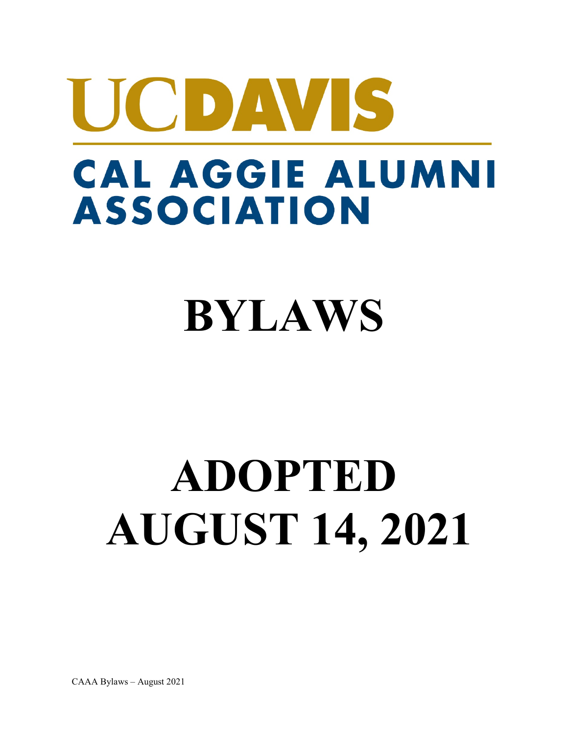# UCDAVIS

## CAL AGGIE ALUMNI ASSOCIATION

# BYLAWS

# ADOPTED AUGUST 14, 2021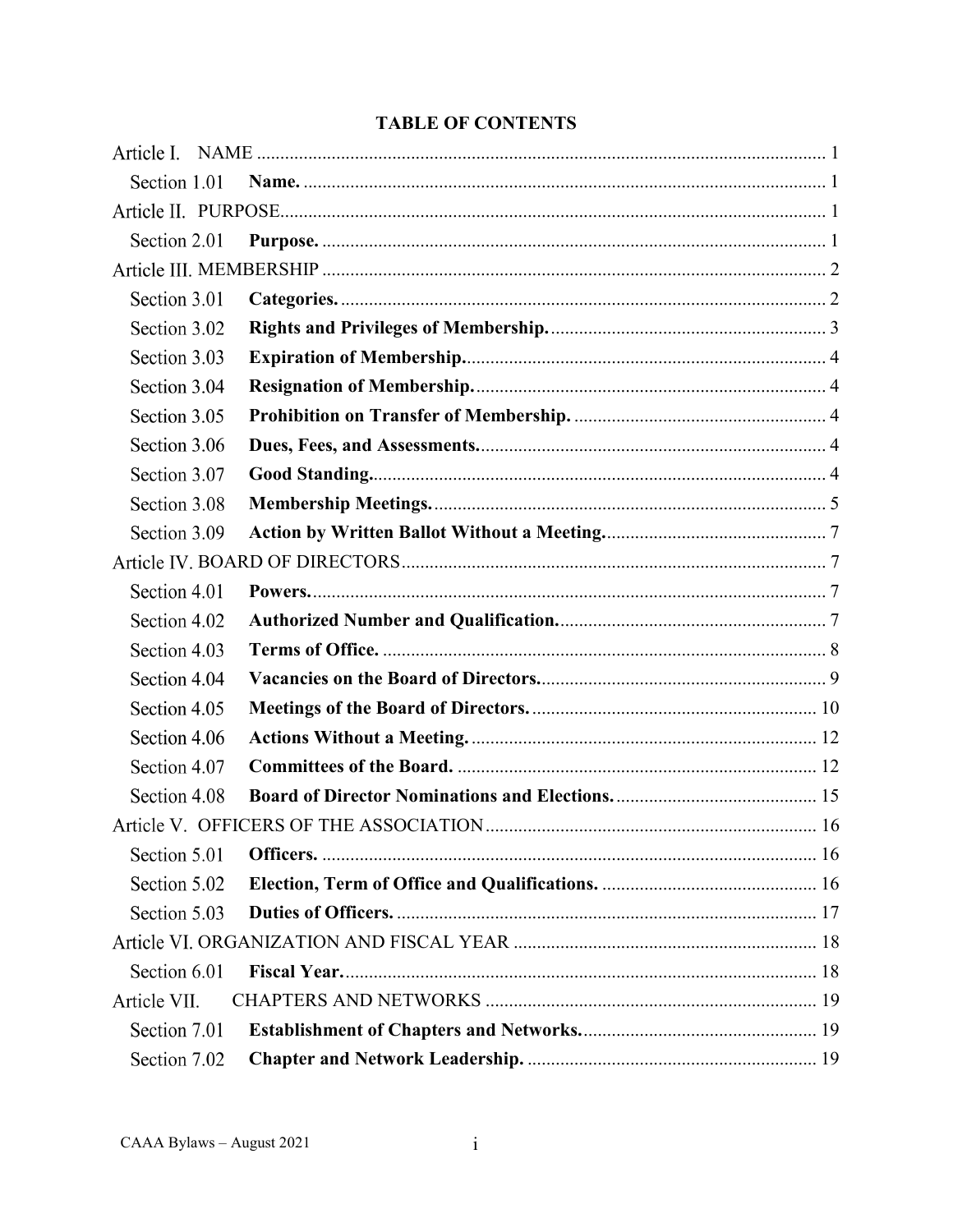**TABLE OF CONTENTS**

Article I. NAME .......... 1

- Section 1.01 **Name.** .......... 1

Article II. PURPOSE .......... 1

- Section 2.01 **Purpose.** .......... 1

Article III. MEMBERSHIP .......... 2

- Section 3.01 **Categories.** .......... 2
- Section 3.02 **Rights and Privileges of Membership.** .......... 3
- Section 3.03 **Expiration of Membership.** .......... 4
- Section 3.04 **Resignation of Membership.** .......... 4
- Section 3.05 **Prohibition on Transfer of Membership.** .......... 4
- Section 3.06 **Dues, Fees, and Assessments.** .......... 4
- Section 3.07 **Good Standing.** .......... 4
- Section 3.08 **Membership Meetings.** .......... 5
- Section 3.09 **Action by Written Ballot Without a Meeting.** .......... 7

Article IV. BOARD OF DIRECTORS .......... 7

- Section 4.01 **Powers.** .......... 7
- Section 4.02 **Authorized Number and Qualification.** .......... 7
- Section 4.03 **Terms of Office.** .......... 8
- Section 4.04 **Vacancies on the Board of Directors.** .......... 9
- Section 4.05 **Meetings of the Board of Directors.** .......... 10
- Section 4.06 **Actions Without a Meeting.** .......... 12
- Section 4.07 **Committees of the Board.** .......... 12
- Section 4.08 **Board of Director Nominations and Elections.** .......... 15

Article V. OFFICERS OF THE ASSOCIATION .......... 16

- Section 5.01 **Officers.** .......... 16
- Section 5.02 **Election, Term of Office and Qualifications.** .......... 16
- Section 5.03 **Duties of Officers.** .......... 17

Article VI. ORGANIZATION AND FISCAL YEAR .......... 18

- Section 6.01 **Fiscal Year.** .......... 18

Article VII. CHAPTERS AND NETWORKS .......... 19

- Section 7.01 **Establishment of Chapters and Networks.** .......... 19
- Section 7.02 **Chapter and Network Leadership.** .......... 19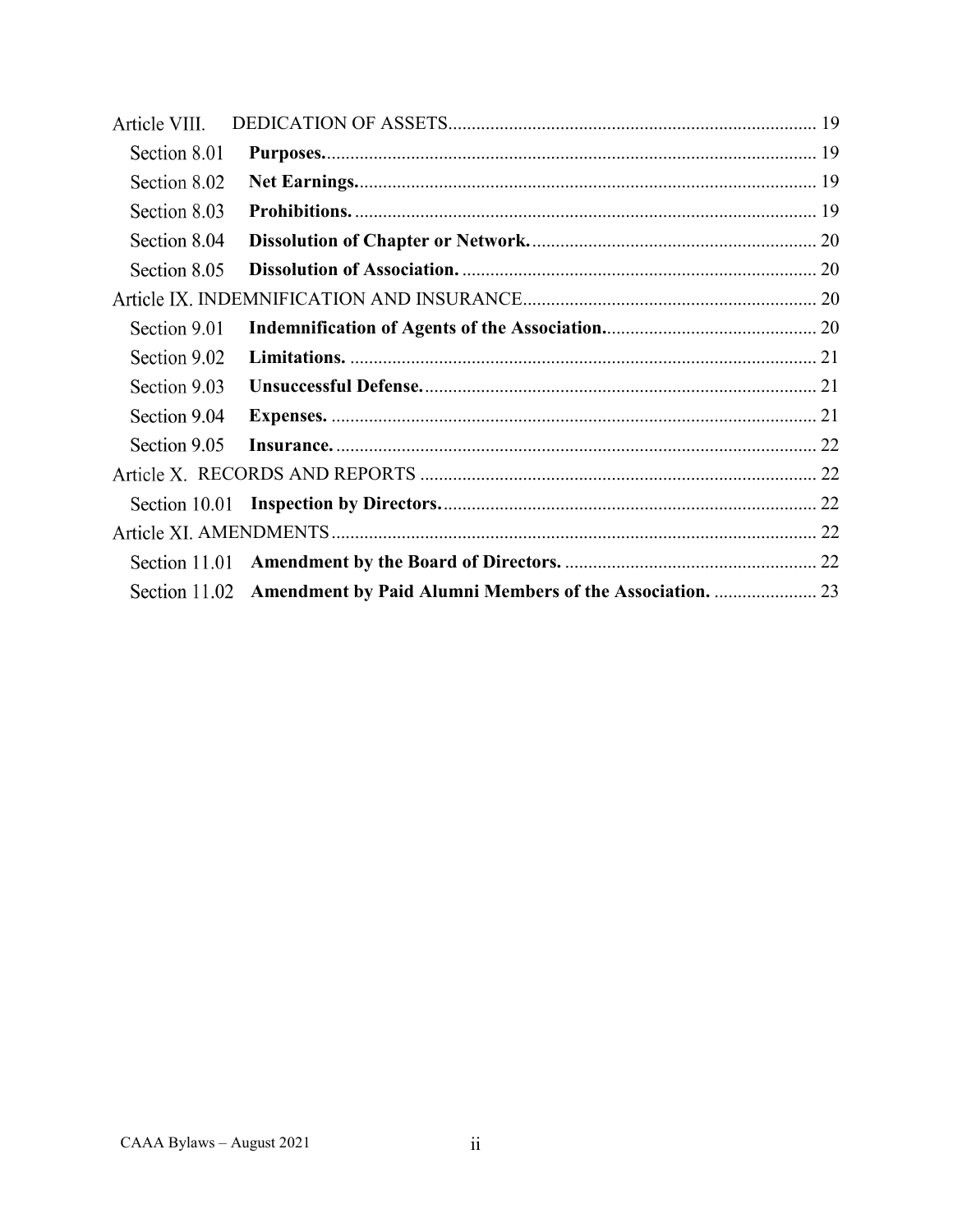Article VIII. DEDICATION OF ASSETS .............................................................................. 19

Section 8.01 **Purposes.** ........................................................................................... 19

Section 8.02 **Net Earnings.** ...................................................................................... 19

Section 8.03 **Prohibitions.** ....................................................................................... 19

Section 8.04 **Dissolution of Chapter or Network.** ............................................................ 20

Section 8.05 **Dissolution of Association.** ........................................................................... 20

Article IX. INDEMNIFICATION AND INSURANCE ............................................................... 20

Section 9.01 **Indemnification of Agents of the Association.** ............................................. 20

Section 9.02 **Limitations.** ....................................................................................... 21

Section 9.03 **Unsuccessful Defense.** ........................................................................... 21

Section 9.04 **Expenses.** ......................................................................................... 21

Section 9.05 **Insurance.** ......................................................................................... 22

Article X. RECORDS AND REPORTS ..................................................................................... 22

Section 10.01 **Inspection by Directors.** ........................................................................ 22

Article XI. AMENDMENTS ........................................................................................................ 22

Section 11.01 **Amendment by the Board of Directors.** ...................................................... 22

Section 11.02 **Amendment by Paid Alumni Members of the Association.** ...................... 23

CAAA Bylaws – August 2021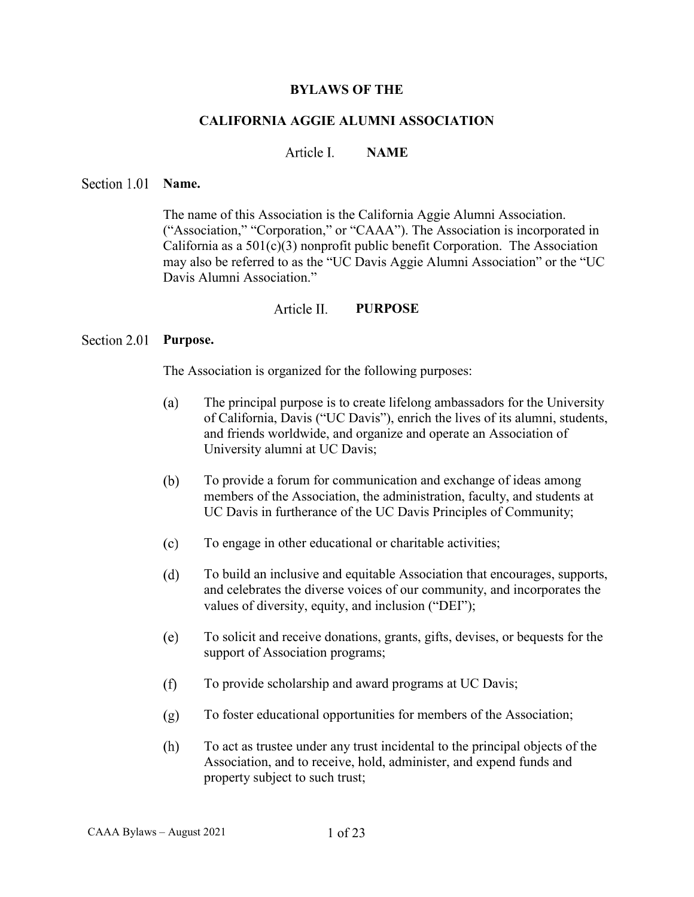# BYLAWS OF THE

# CALIFORNIA AGGIE ALUMNI ASSOCIATION

## Article I. NAME

### Section 1.01 Name.

The name of this Association is the California Aggie Alumni Association. ("Association," "Corporation," or "CAAA"). The Association is incorporated in California as a 501(c)(3) nonprofit public benefit Corporation. The Association may also be referred to as the "UC Davis Aggie Alumni Association" or the "UC Davis Alumni Association."

## Article II. PURPOSE

### Section 2.01 Purpose.

The Association is organized for the following purposes:

(a) The principal purpose is to create lifelong ambassadors for the University of California, Davis ("UC Davis"), enrich the lives of its alumni, students, and friends worldwide, and organize and operate an Association of University alumni at UC Davis;

(b) To provide a forum for communication and exchange of ideas among members of the Association, the administration, faculty, and students at UC Davis in furtherance of the UC Davis Principles of Community;

(c) To engage in other educational or charitable activities;

(d) To build an inclusive and equitable Association that encourages, supports, and celebrates the diverse voices of our community, and incorporates the values of diversity, equity, and inclusion ("DEI");

(e) To solicit and receive donations, grants, gifts, devises, or bequests for the support of Association programs;

(f) To provide scholarship and award programs at UC Davis;

(g) To foster educational opportunities for members of the Association;

(h) To act as trustee under any trust incidental to the principal objects of the Association, and to receive, hold, administer, and expend funds and property subject to such trust;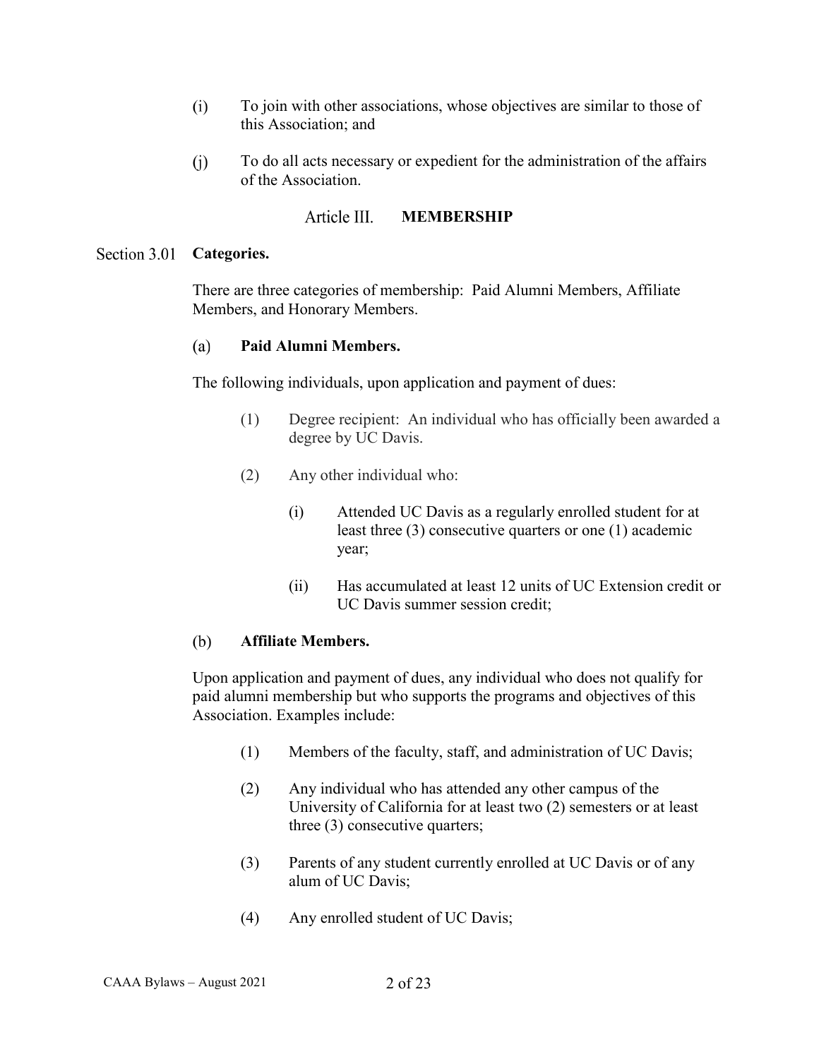(i) To join with other associations, whose objectives are similar to those of this Association; and

(j) To do all acts necessary or expedient for the administration of the affairs of the Association.

## Article III. MEMBERSHIP

### Section 3.01 Categories.

There are three categories of membership: Paid Alumni Members, Affiliate Members, and Honorary Members.

(a) **Paid Alumni Members.**

The following individuals, upon application and payment of dues:

(1) Degree recipient: An individual who has officially been awarded a degree by UC Davis.

(2) Any other individual who:

(i) Attended UC Davis as a regularly enrolled student for at least three (3) consecutive quarters or one (1) academic year;

(ii) Has accumulated at least 12 units of UC Extension credit or UC Davis summer session credit;

(b) **Affiliate Members.**

Upon application and payment of dues, any individual who does not qualify for paid alumni membership but who supports the programs and objectives of this Association. Examples include:

(1) Members of the faculty, staff, and administration of UC Davis;

(2) Any individual who has attended any other campus of the University of California for at least two (2) semesters or at least three (3) consecutive quarters;

(3) Parents of any student currently enrolled at UC Davis or of any alum of UC Davis;

(4) Any enrolled student of UC Davis;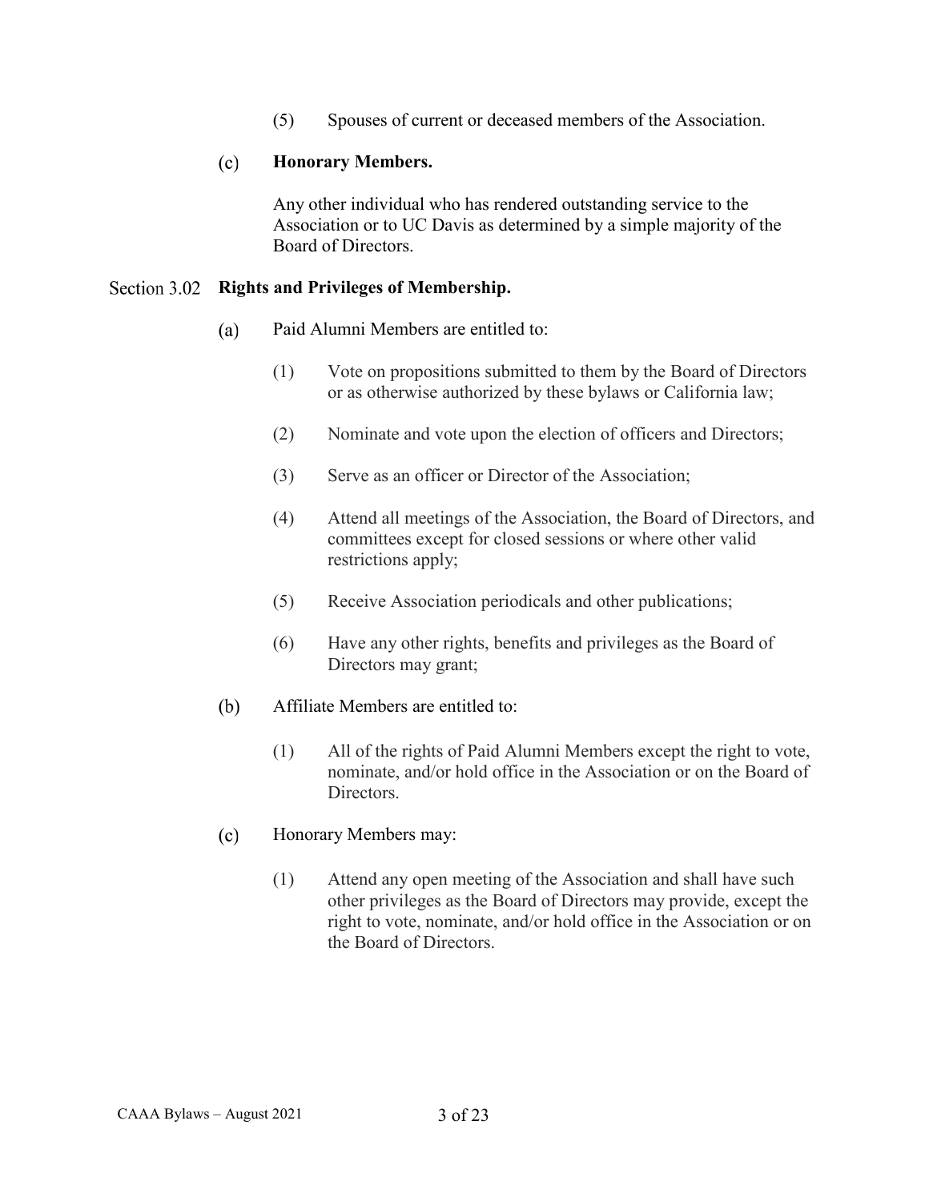(5) Spouses of current or deceased members of the Association.

(c) **Honorary Members.**

Any other individual who has rendered outstanding service to the Association or to UC Davis as determined by a simple majority of the Board of Directors.

### Section 3.02 **Rights and Privileges of Membership.**

(a) Paid Alumni Members are entitled to:

(1) Vote on propositions submitted to them by the Board of Directors or as otherwise authorized by these bylaws or California law;

(2) Nominate and vote upon the election of officers and Directors;

(3) Serve as an officer or Director of the Association;

(4) Attend all meetings of the Association, the Board of Directors, and committees except for closed sessions or where other valid restrictions apply;

(5) Receive Association periodicals and other publications;

(6) Have any other rights, benefits and privileges as the Board of Directors may grant;

(b) Affiliate Members are entitled to:

(1) All of the rights of Paid Alumni Members except the right to vote, nominate, and/or hold office in the Association or on the Board of Directors.

(c) Honorary Members may:

(1) Attend any open meeting of the Association and shall have such other privileges as the Board of Directors may provide, except the right to vote, nominate, and/or hold office in the Association or on the Board of Directors.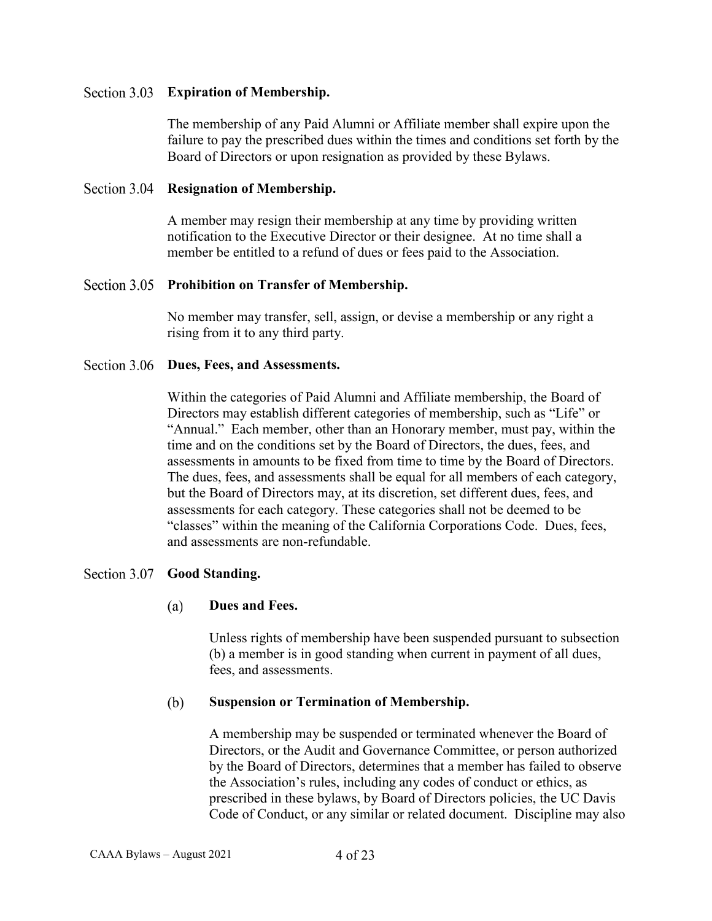### Section 3.03 **Expiration of Membership.**

The membership of any Paid Alumni or Affiliate member shall expire upon the failure to pay the prescribed dues within the times and conditions set forth by the Board of Directors or upon resignation as provided by these Bylaws.

### Section 3.04 **Resignation of Membership.**

A member may resign their membership at any time by providing written notification to the Executive Director or their designee. At no time shall a member be entitled to a refund of dues or fees paid to the Association.

### Section 3.05 **Prohibition on Transfer of Membership.**

No member may transfer, sell, assign, or devise a membership or any right a rising from it to any third party.

### Section 3.06 **Dues, Fees, and Assessments.**

Within the categories of Paid Alumni and Affiliate membership, the Board of Directors may establish different categories of membership, such as "Life" or "Annual." Each member, other than an Honorary member, must pay, within the time and on the conditions set by the Board of Directors, the dues, fees, and assessments in amounts to be fixed from time to time by the Board of Directors. The dues, fees, and assessments shall be equal for all members of each category, but the Board of Directors may, at its discretion, set different dues, fees, and assessments for each category. These categories shall not be deemed to be "classes" within the meaning of the California Corporations Code. Dues, fees, and assessments are non-refundable.

### Section 3.07 **Good Standing.**

#### (a) **Dues and Fees.**

Unless rights of membership have been suspended pursuant to subsection (b) a member is in good standing when current in payment of all dues, fees, and assessments.

#### (b) **Suspension or Termination of Membership.**

A membership may be suspended or terminated whenever the Board of Directors, or the Audit and Governance Committee, or person authorized by the Board of Directors, determines that a member has failed to observe the Association's rules, including any codes of conduct or ethics, as prescribed in these bylaws, by Board of Directors policies, the UC Davis Code of Conduct, or any similar or related document. Discipline may also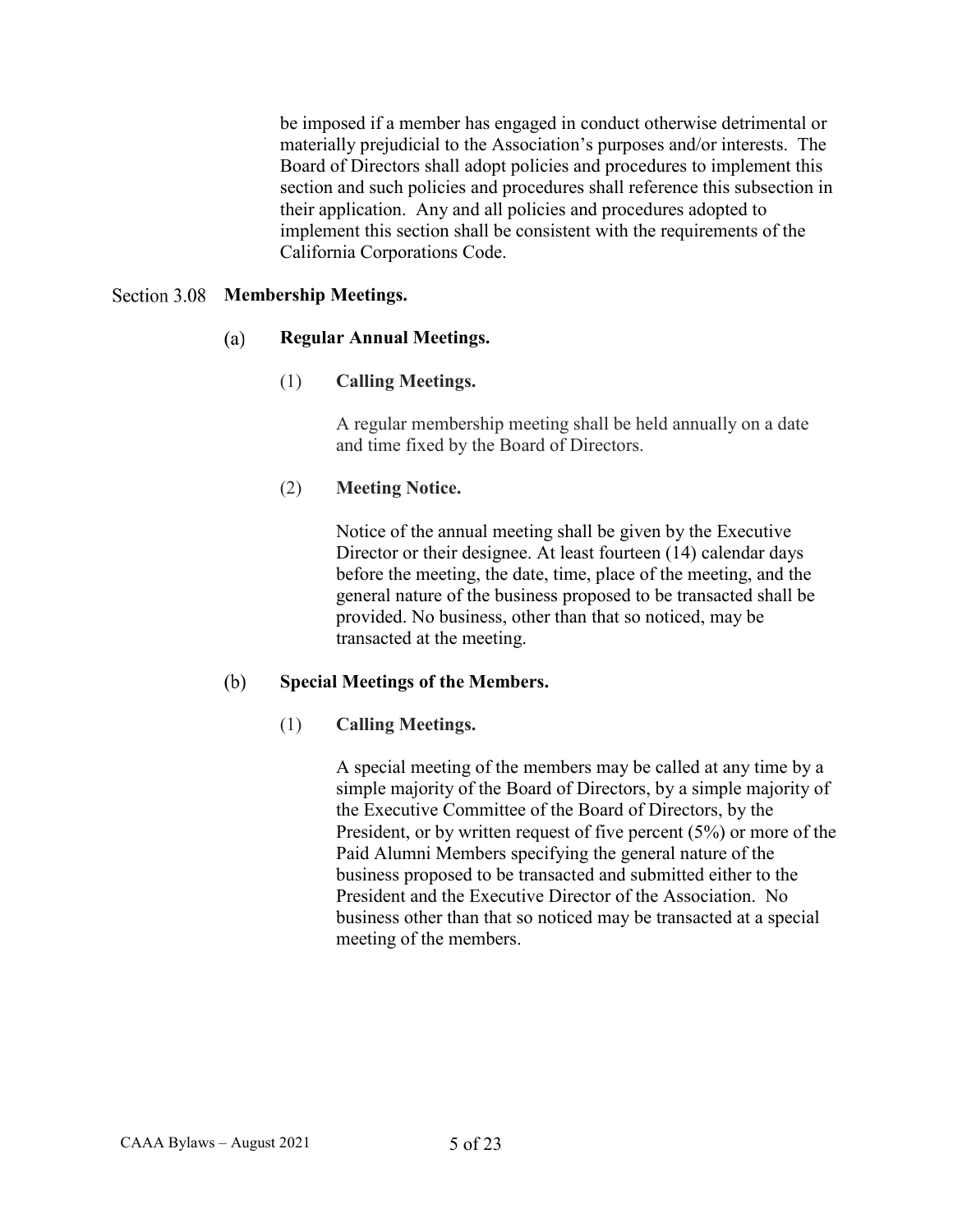be imposed if a member has engaged in conduct otherwise detrimental or materially prejudicial to the Association's purposes and/or interests. The Board of Directors shall adopt policies and procedures to implement this section and such policies and procedures shall reference this subsection in their application. Any and all policies and procedures adopted to implement this section shall be consistent with the requirements of the California Corporations Code.

## Section 3.08 **Membership Meetings.**

### (a) **Regular Annual Meetings.**

(1) **Calling Meetings.**

A regular membership meeting shall be held annually on a date and time fixed by the Board of Directors.

(2) **Meeting Notice.**

Notice of the annual meeting shall be given by the Executive Director or their designee. At least fourteen (14) calendar days before the meeting, the date, time, place of the meeting, and the general nature of the business proposed to be transacted shall be provided. No business, other than that so noticed, may be transacted at the meeting.

### (b) **Special Meetings of the Members.**

(1) **Calling Meetings.**

A special meeting of the members may be called at any time by a simple majority of the Board of Directors, by a simple majority of the Executive Committee of the Board of Directors, by the President, or by written request of five percent (5%) or more of the Paid Alumni Members specifying the general nature of the business proposed to be transacted and submitted either to the President and the Executive Director of the Association. No business other than that so noticed may be transacted at a special meeting of the members.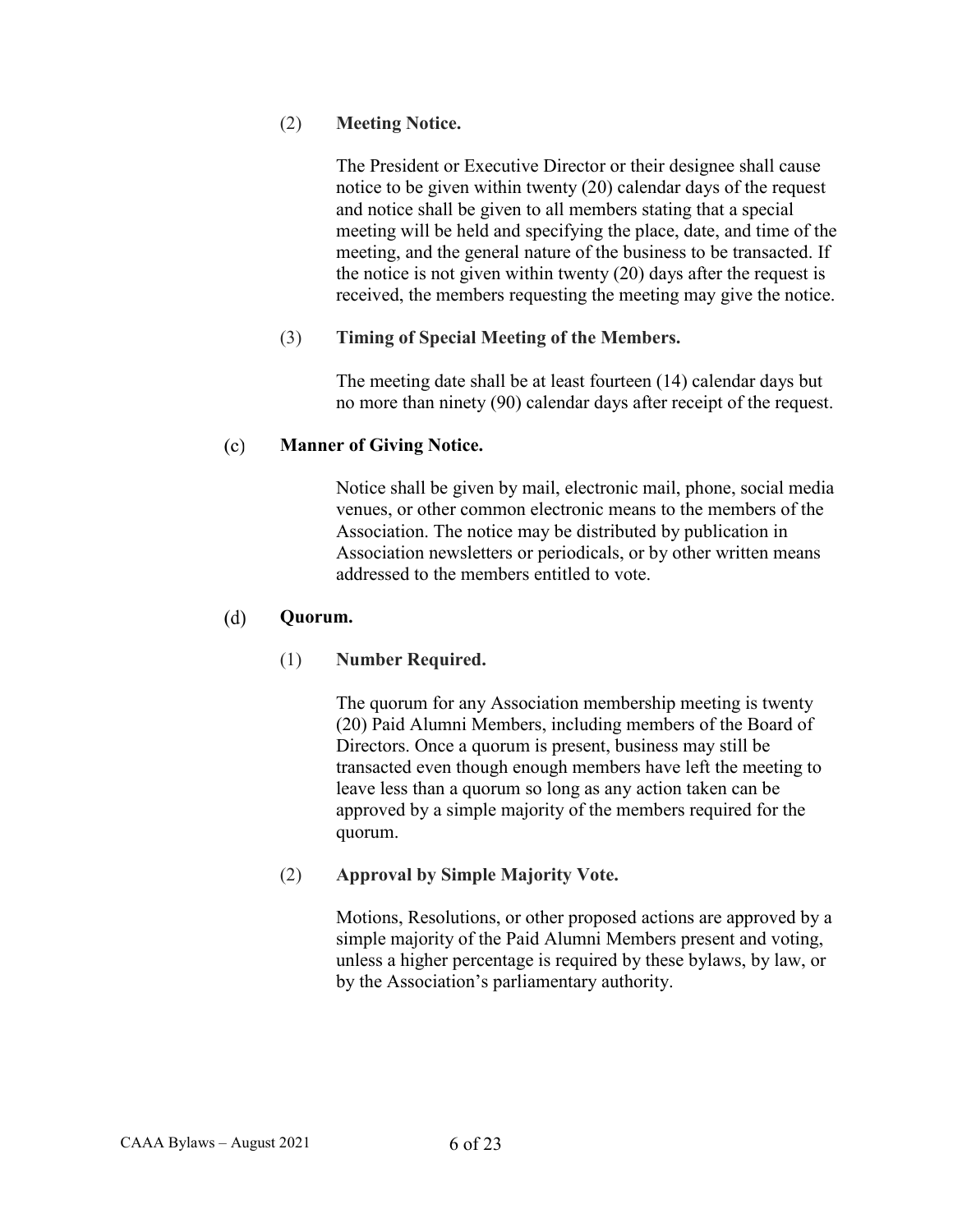(2) **Meeting Notice.**

The President or Executive Director or their designee shall cause notice to be given within twenty (20) calendar days of the request and notice shall be given to all members stating that a special meeting will be held and specifying the place, date, and time of the meeting, and the general nature of the business to be transacted. If the notice is not given within twenty (20) days after the request is received, the members requesting the meeting may give the notice.

(3) **Timing of Special Meeting of the Members.**

The meeting date shall be at least fourteen (14) calendar days but no more than ninety (90) calendar days after receipt of the request.

(c) **Manner of Giving Notice.**

Notice shall be given by mail, electronic mail, phone, social media venues, or other common electronic means to the members of the Association. The notice may be distributed by publication in Association newsletters or periodicals, or by other written means addressed to the members entitled to vote.

(d) **Quorum.**

(1) **Number Required.**

The quorum for any Association membership meeting is twenty (20) Paid Alumni Members, including members of the Board of Directors. Once a quorum is present, business may still be transacted even though enough members have left the meeting to leave less than a quorum so long as any action taken can be approved by a simple majority of the members required for the quorum.

(2) **Approval by Simple Majority Vote.**

Motions, Resolutions, or other proposed actions are approved by a simple majority of the Paid Alumni Members present and voting, unless a higher percentage is required by these bylaws, by law, or by the Association's parliamentary authority.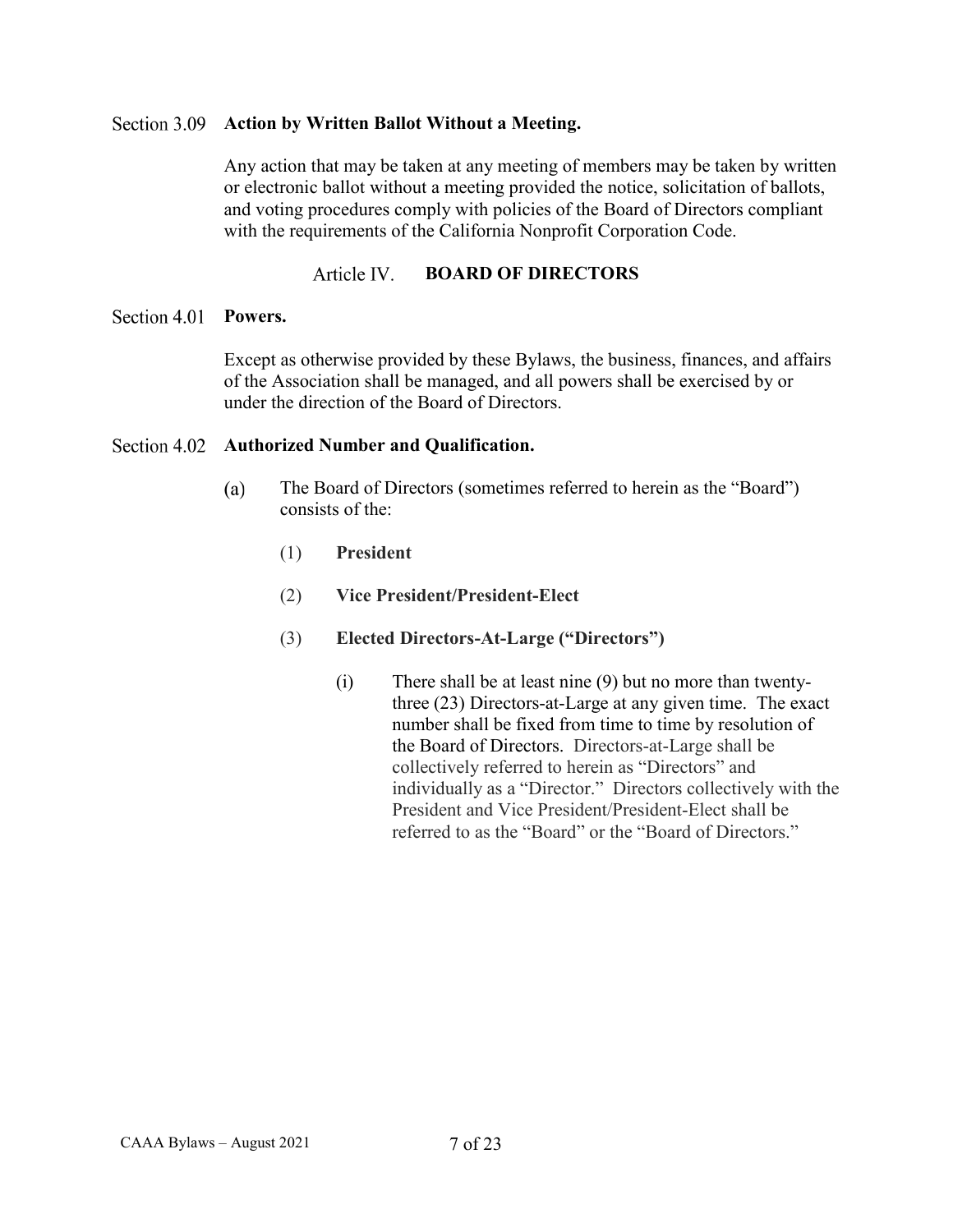### Section 3.09 **Action by Written Ballot Without a Meeting.**

Any action that may be taken at any meeting of members may be taken by written or electronic ballot without a meeting provided the notice, solicitation of ballots, and voting procedures comply with policies of the Board of Directors compliant with the requirements of the California Nonprofit Corporation Code.

## Article IV. **BOARD OF DIRECTORS**

### Section 4.01 **Powers.**

Except as otherwise provided by these Bylaws, the business, finances, and affairs of the Association shall be managed, and all powers shall be exercised by or under the direction of the Board of Directors.

### Section 4.02 **Authorized Number and Qualification.**

(a) The Board of Directors (sometimes referred to herein as the "Board") consists of the:

(1) **President**

(2) **Vice President/President-Elect**

(3) **Elected Directors-At-Large ("Directors")**

(i) There shall be at least nine (9) but no more than twenty-three (23) Directors-at-Large at any given time. The exact number shall be fixed from time to time by resolution of the Board of Directors. Directors-at-Large shall be collectively referred to herein as "Directors" and individually as a "Director." Directors collectively with the President and Vice President/President-Elect shall be referred to as the "Board" or the "Board of Directors."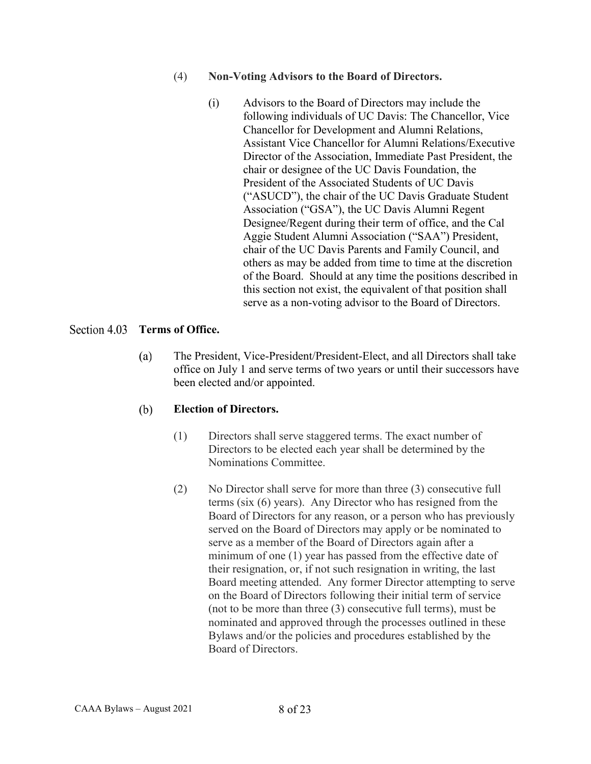(4) **Non-Voting Advisors to the Board of Directors.**

(i) Advisors to the Board of Directors may include the following individuals of UC Davis: The Chancellor, Vice Chancellor for Development and Alumni Relations, Assistant Vice Chancellor for Alumni Relations/Executive Director of the Association, Immediate Past President, the chair or designee of the UC Davis Foundation, the President of the Associated Students of UC Davis ("ASUCD"), the chair of the UC Davis Graduate Student Association ("GSA"), the UC Davis Alumni Regent Designee/Regent during their term of office, and the Cal Aggie Student Alumni Association ("SAA") President, chair of the UC Davis Parents and Family Council, and others as may be added from time to time at the discretion of the Board. Should at any time the positions described in this section not exist, the equivalent of that position shall serve as a non-voting advisor to the Board of Directors.

## Section 4.03 **Terms of Office.**

(a) The President, Vice-President/President-Elect, and all Directors shall take office on July 1 and serve terms of two years or until their successors have been elected and/or appointed.

(b) **Election of Directors.**

(1) Directors shall serve staggered terms. The exact number of Directors to be elected each year shall be determined by the Nominations Committee.

(2) No Director shall serve for more than three (3) consecutive full terms (six (6) years). Any Director who has resigned from the Board of Directors for any reason, or a person who has previously served on the Board of Directors may apply or be nominated to serve as a member of the Board of Directors again after a minimum of one (1) year has passed from the effective date of their resignation, or, if not such resignation in writing, the last Board meeting attended. Any former Director attempting to serve on the Board of Directors following their initial term of service (not to be more than three (3) consecutive full terms), must be nominated and approved through the processes outlined in these Bylaws and/or the policies and procedures established by the Board of Directors.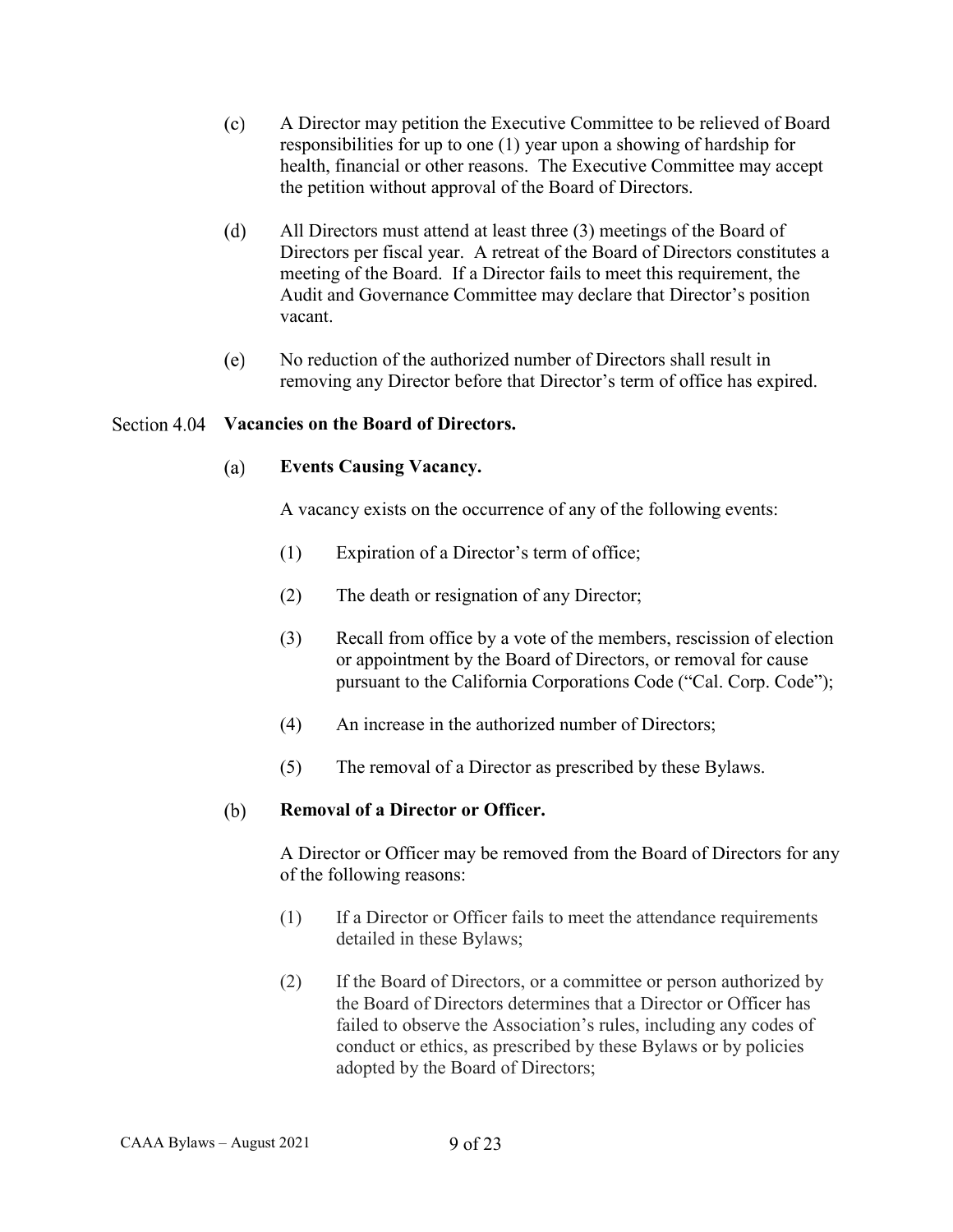(c) A Director may petition the Executive Committee to be relieved of Board responsibilities for up to one (1) year upon a showing of hardship for health, financial or other reasons. The Executive Committee may accept the petition without approval of the Board of Directors.

(d) All Directors must attend at least three (3) meetings of the Board of Directors per fiscal year. A retreat of the Board of Directors constitutes a meeting of the Board. If a Director fails to meet this requirement, the Audit and Governance Committee may declare that Director's position vacant.

(e) No reduction of the authorized number of Directors shall result in removing any Director before that Director's term of office has expired.

### Section 4.04 **Vacancies on the Board of Directors.**

(a) **Events Causing Vacancy.**

A vacancy exists on the occurrence of any of the following events:

(1) Expiration of a Director's term of office;

(2) The death or resignation of any Director;

(3) Recall from office by a vote of the members, rescission of election or appointment by the Board of Directors, or removal for cause pursuant to the California Corporations Code ("Cal. Corp. Code");

(4) An increase in the authorized number of Directors;

(5) The removal of a Director as prescribed by these Bylaws.

(b) **Removal of a Director or Officer.**

A Director or Officer may be removed from the Board of Directors for any of the following reasons:

(1) If a Director or Officer fails to meet the attendance requirements detailed in these Bylaws;

(2) If the Board of Directors, or a committee or person authorized by the Board of Directors determines that a Director or Officer has failed to observe the Association's rules, including any codes of conduct or ethics, as prescribed by these Bylaws or by policies adopted by the Board of Directors;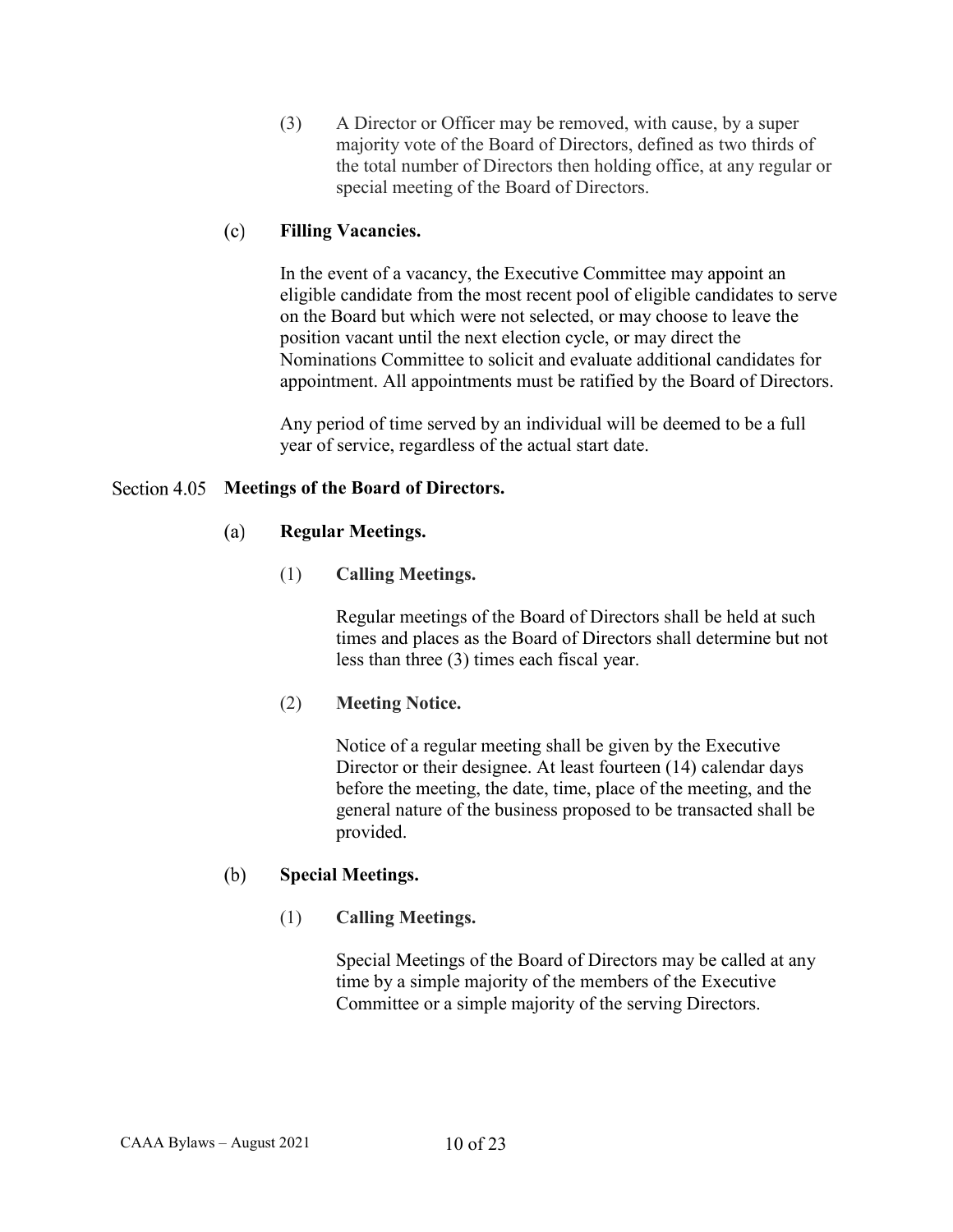(3) A Director or Officer may be removed, with cause, by a super majority vote of the Board of Directors, defined as two thirds of the total number of Directors then holding office, at any regular or special meeting of the Board of Directors.

(c) **Filling Vacancies.**

In the event of a vacancy, the Executive Committee may appoint an eligible candidate from the most recent pool of eligible candidates to serve on the Board but which were not selected, or may choose to leave the position vacant until the next election cycle, or may direct the Nominations Committee to solicit and evaluate additional candidates for appointment. All appointments must be ratified by the Board of Directors.

Any period of time served by an individual will be deemed to be a full year of service, regardless of the actual start date.

### Section 4.05 **Meetings of the Board of Directors.**

(a) **Regular Meetings.**

(1) **Calling Meetings.**

Regular meetings of the Board of Directors shall be held at such times and places as the Board of Directors shall determine but not less than three (3) times each fiscal year.

(2) **Meeting Notice.**

Notice of a regular meeting shall be given by the Executive Director or their designee. At least fourteen (14) calendar days before the meeting, the date, time, place of the meeting, and the general nature of the business proposed to be transacted shall be provided.

(b) **Special Meetings.**

(1) **Calling Meetings.**

Special Meetings of the Board of Directors may be called at any time by a simple majority of the members of the Executive Committee or a simple majority of the serving Directors.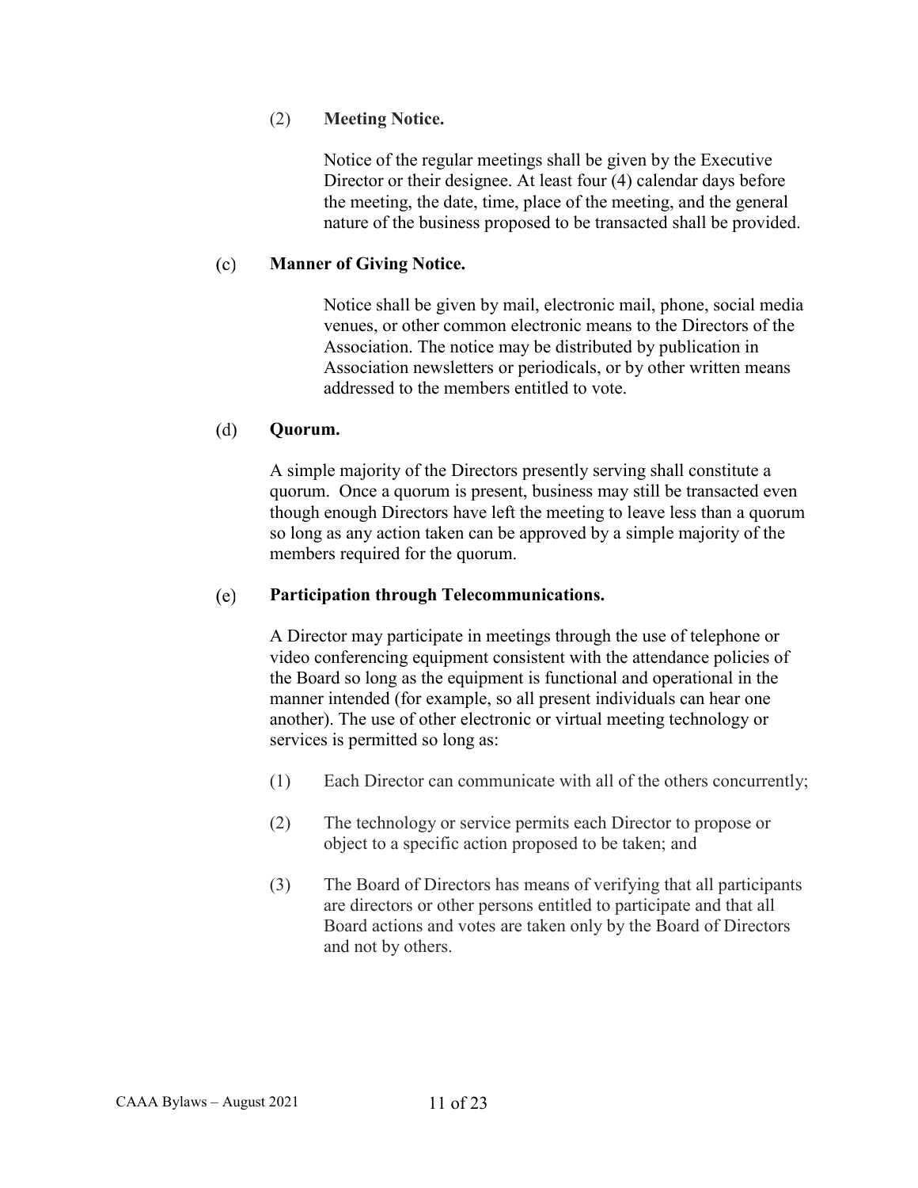(2) **Meeting Notice.**

Notice of the regular meetings shall be given by the Executive Director or their designee. At least four (4) calendar days before the meeting, the date, time, place of the meeting, and the general nature of the business proposed to be transacted shall be provided.

(c) **Manner of Giving Notice.**

Notice shall be given by mail, electronic mail, phone, social media venues, or other common electronic means to the Directors of the Association. The notice may be distributed by publication in Association newsletters or periodicals, or by other written means addressed to the members entitled to vote.

(d) **Quorum.**

A simple majority of the Directors presently serving shall constitute a quorum. Once a quorum is present, business may still be transacted even though enough Directors have left the meeting to leave less than a quorum so long as any action taken can be approved by a simple majority of the members required for the quorum.

(e) **Participation through Telecommunications.**

A Director may participate in meetings through the use of telephone or video conferencing equipment consistent with the attendance policies of the Board so long as the equipment is functional and operational in the manner intended (for example, so all present individuals can hear one another). The use of other electronic or virtual meeting technology or services is permitted so long as:

(1) Each Director can communicate with all of the others concurrently;

(2) The technology or service permits each Director to propose or object to a specific action proposed to be taken; and

(3) The Board of Directors has means of verifying that all participants are directors or other persons entitled to participate and that all Board actions and votes are taken only by the Board of Directors and not by others.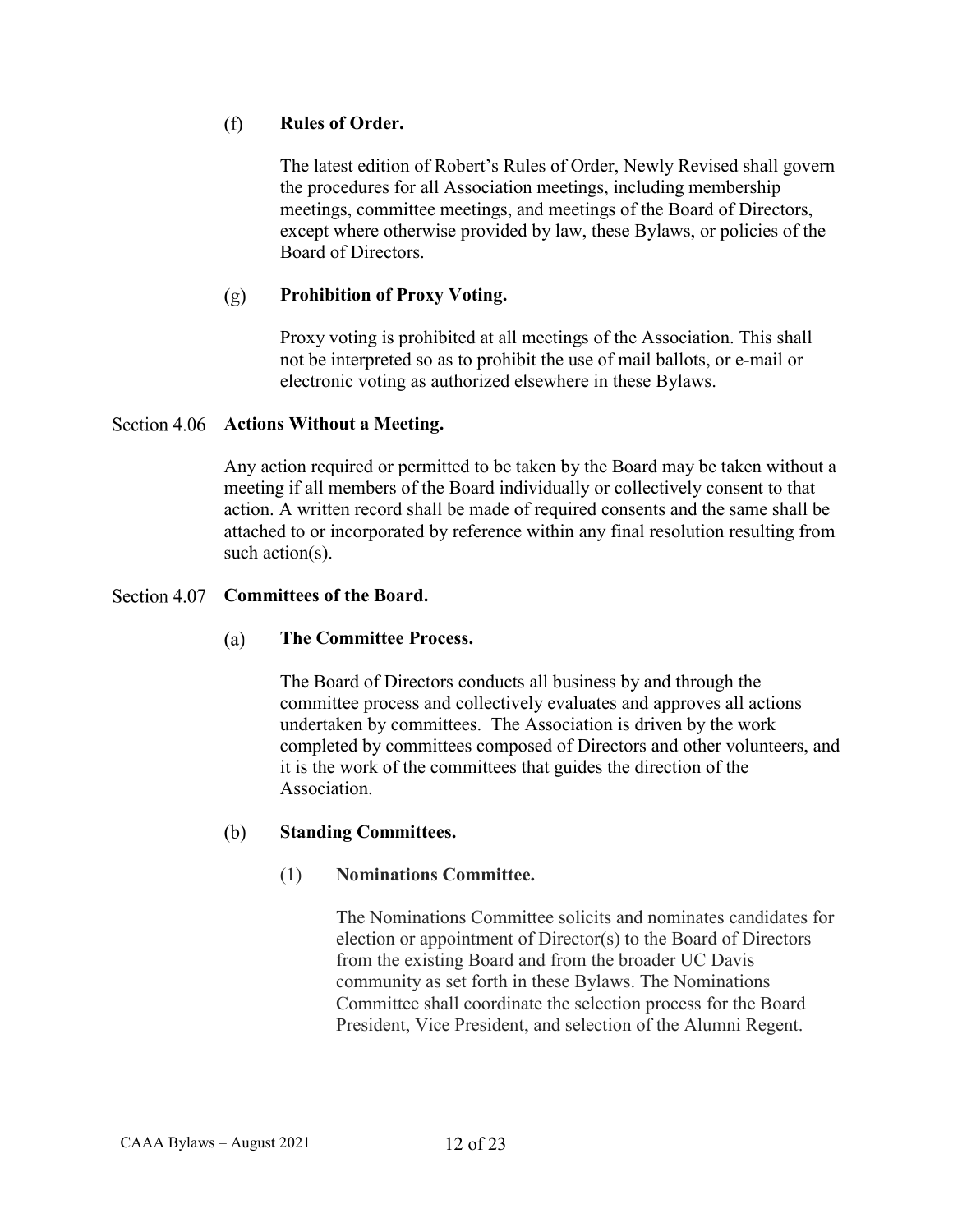### (f) **Rules of Order.**

The latest edition of Robert's Rules of Order, Newly Revised shall govern the procedures for all Association meetings, including membership meetings, committee meetings, and meetings of the Board of Directors, except where otherwise provided by law, these Bylaws, or policies of the Board of Directors.

### (g) **Prohibition of Proxy Voting.**

Proxy voting is prohibited at all meetings of the Association. This shall not be interpreted so as to prohibit the use of mail ballots, or e-mail or electronic voting as authorized elsewhere in these Bylaws.

## Section 4.06 **Actions Without a Meeting.**

Any action required or permitted to be taken by the Board may be taken without a meeting if all members of the Board individually or collectively consent to that action. A written record shall be made of required consents and the same shall be attached to or incorporated by reference within any final resolution resulting from such action(s).

## Section 4.07 **Committees of the Board.**

### (a) **The Committee Process.**

The Board of Directors conducts all business by and through the committee process and collectively evaluates and approves all actions undertaken by committees. The Association is driven by the work completed by committees composed of Directors and other volunteers, and it is the work of the committees that guides the direction of the Association.

### (b) **Standing Committees.**

#### (1) **Nominations Committee.**

The Nominations Committee solicits and nominates candidates for election or appointment of Director(s) to the Board of Directors from the existing Board and from the broader UC Davis community as set forth in these Bylaws. The Nominations Committee shall coordinate the selection process for the Board President, Vice President, and selection of the Alumni Regent.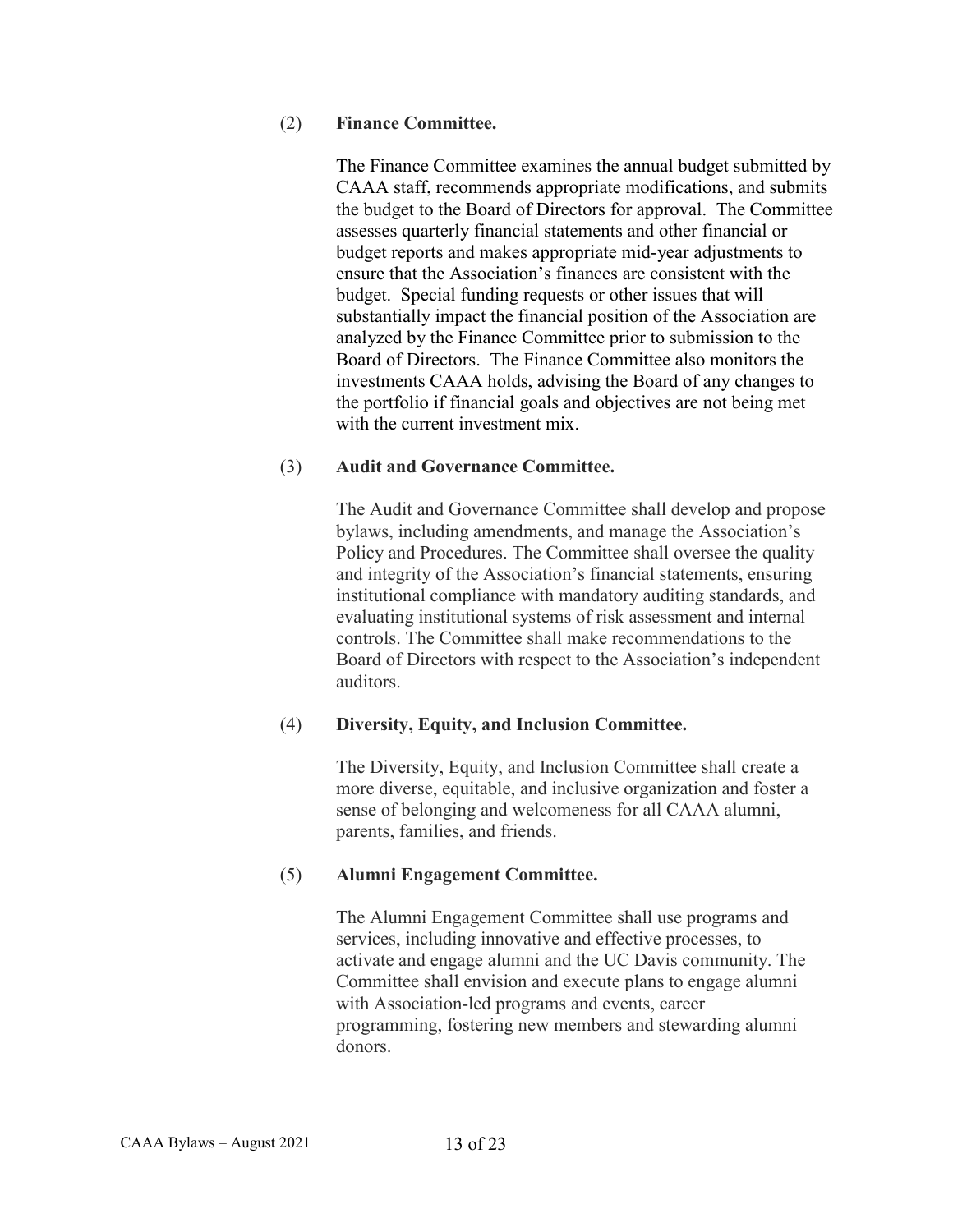(2) **Finance Committee.**

The Finance Committee examines the annual budget submitted by CAAA staff, recommends appropriate modifications, and submits the budget to the Board of Directors for approval. The Committee assesses quarterly financial statements and other financial or budget reports and makes appropriate mid-year adjustments to ensure that the Association's finances are consistent with the budget. Special funding requests or other issues that will substantially impact the financial position of the Association are analyzed by the Finance Committee prior to submission to the Board of Directors. The Finance Committee also monitors the investments CAAA holds, advising the Board of any changes to the portfolio if financial goals and objectives are not being met with the current investment mix.

(3) **Audit and Governance Committee.**

The Audit and Governance Committee shall develop and propose bylaws, including amendments, and manage the Association's Policy and Procedures. The Committee shall oversee the quality and integrity of the Association's financial statements, ensuring institutional compliance with mandatory auditing standards, and evaluating institutional systems of risk assessment and internal controls. The Committee shall make recommendations to the Board of Directors with respect to the Association's independent auditors.

(4) **Diversity, Equity, and Inclusion Committee.**

The Diversity, Equity, and Inclusion Committee shall create a more diverse, equitable, and inclusive organization and foster a sense of belonging and welcomeness for all CAAA alumni, parents, families, and friends.

(5) **Alumni Engagement Committee.**

The Alumni Engagement Committee shall use programs and services, including innovative and effective processes, to activate and engage alumni and the UC Davis community. The Committee shall envision and execute plans to engage alumni with Association-led programs and events, career programming, fostering new members and stewarding alumni donors.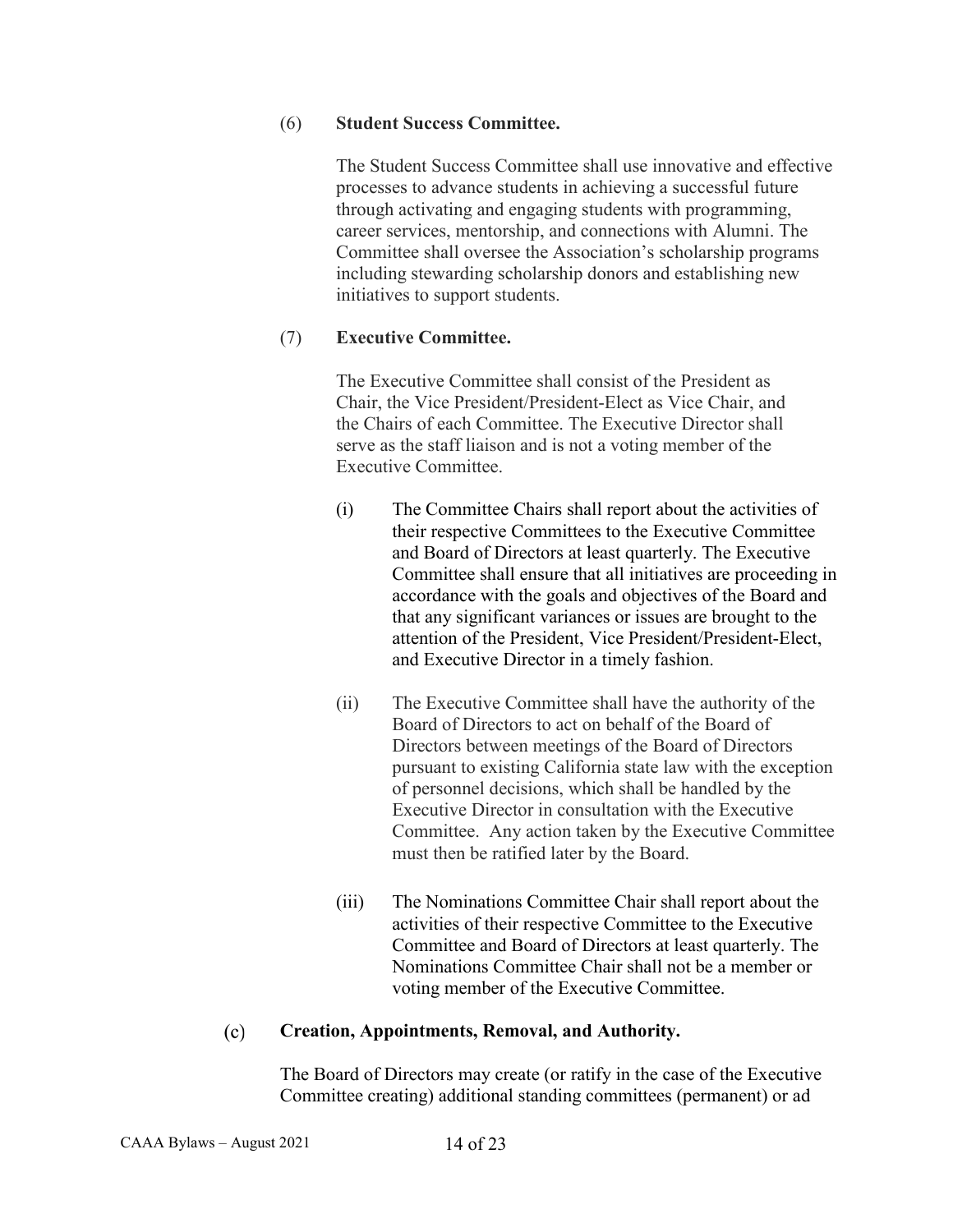(6) **Student Success Committee.**

The Student Success Committee shall use innovative and effective processes to advance students in achieving a successful future through activating and engaging students with programming, career services, mentorship, and connections with Alumni. The Committee shall oversee the Association's scholarship programs including stewarding scholarship donors and establishing new initiatives to support students.

(7) **Executive Committee.**

The Executive Committee shall consist of the President as Chair, the Vice President/President-Elect as Vice Chair, and the Chairs of each Committee. The Executive Director shall serve as the staff liaison and is not a voting member of the Executive Committee.

(i) The Committee Chairs shall report about the activities of their respective Committees to the Executive Committee and Board of Directors at least quarterly. The Executive Committee shall ensure that all initiatives are proceeding in accordance with the goals and objectives of the Board and that any significant variances or issues are brought to the attention of the President, Vice President/President-Elect, and Executive Director in a timely fashion.

(ii) The Executive Committee shall have the authority of the Board of Directors to act on behalf of the Board of Directors between meetings of the Board of Directors pursuant to existing California state law with the exception of personnel decisions, which shall be handled by the Executive Director in consultation with the Executive Committee. Any action taken by the Executive Committee must then be ratified later by the Board.

(iii) The Nominations Committee Chair shall report about the activities of their respective Committee to the Executive Committee and Board of Directors at least quarterly. The Nominations Committee Chair shall not be a member or voting member of the Executive Committee.

(c) **Creation, Appointments, Removal, and Authority.**

The Board of Directors may create (or ratify in the case of the Executive Committee creating) additional standing committees (permanent) or ad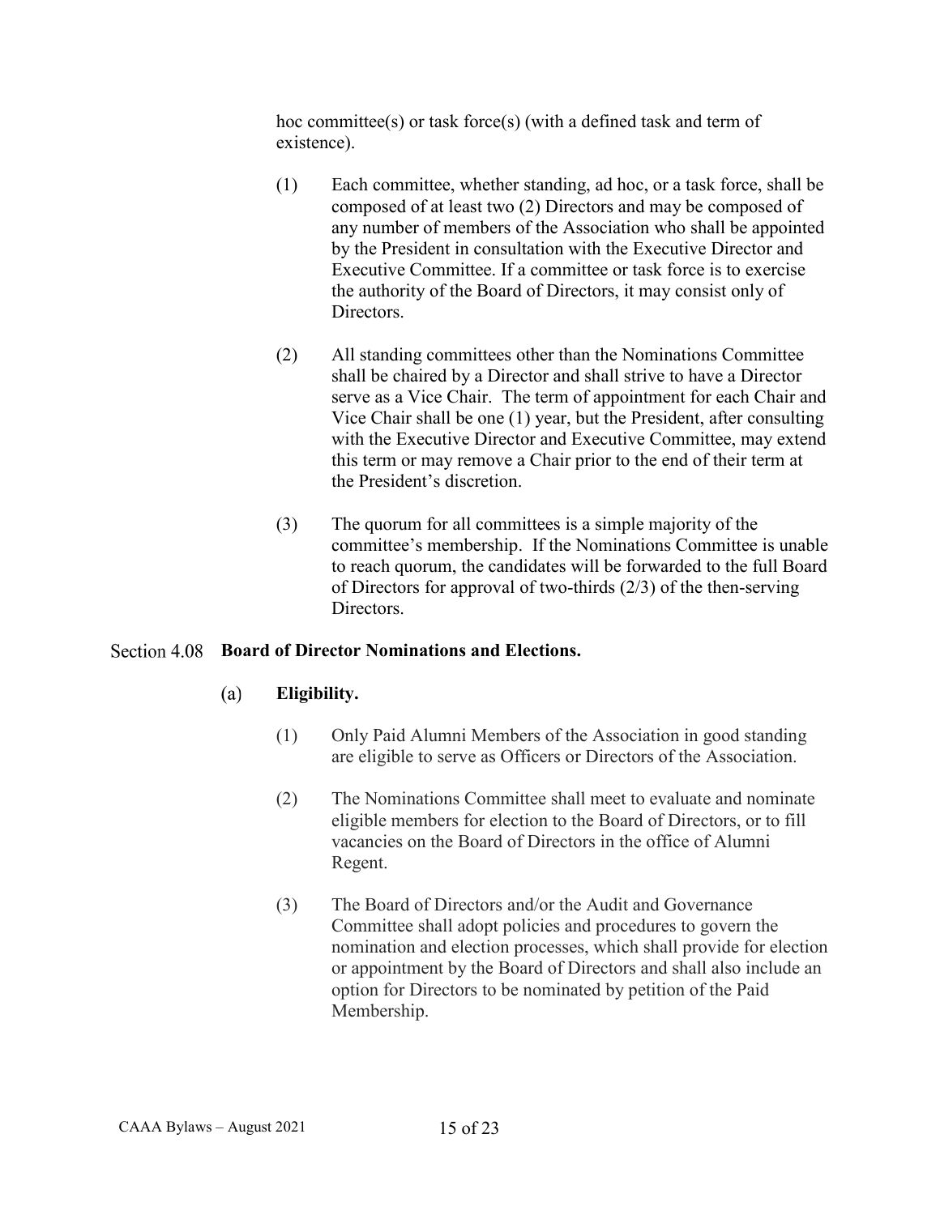hoc committee(s) or task force(s) (with a defined task and term of existence).

(1) Each committee, whether standing, ad hoc, or a task force, shall be composed of at least two (2) Directors and may be composed of any number of members of the Association who shall be appointed by the President in consultation with the Executive Director and Executive Committee. If a committee or task force is to exercise the authority of the Board of Directors, it may consist only of Directors.

(2) All standing committees other than the Nominations Committee shall be chaired by a Director and shall strive to have a Director serve as a Vice Chair. The term of appointment for each Chair and Vice Chair shall be one (1) year, but the President, after consulting with the Executive Director and Executive Committee, may extend this term or may remove a Chair prior to the end of their term at the President's discretion.

(3) The quorum for all committees is a simple majority of the committee's membership. If the Nominations Committee is unable to reach quorum, the candidates will be forwarded to the full Board of Directors for approval of two-thirds (2/3) of the then-serving Directors.

## Section 4.08 **Board of Director Nominations and Elections.**

### (a) **Eligibility.**

(1) Only Paid Alumni Members of the Association in good standing are eligible to serve as Officers or Directors of the Association.

(2) The Nominations Committee shall meet to evaluate and nominate eligible members for election to the Board of Directors, or to fill vacancies on the Board of Directors in the office of Alumni Regent.

(3) The Board of Directors and/or the Audit and Governance Committee shall adopt policies and procedures to govern the nomination and election processes, which shall provide for election or appointment by the Board of Directors and shall also include an option for Directors to be nominated by petition of the Paid Membership.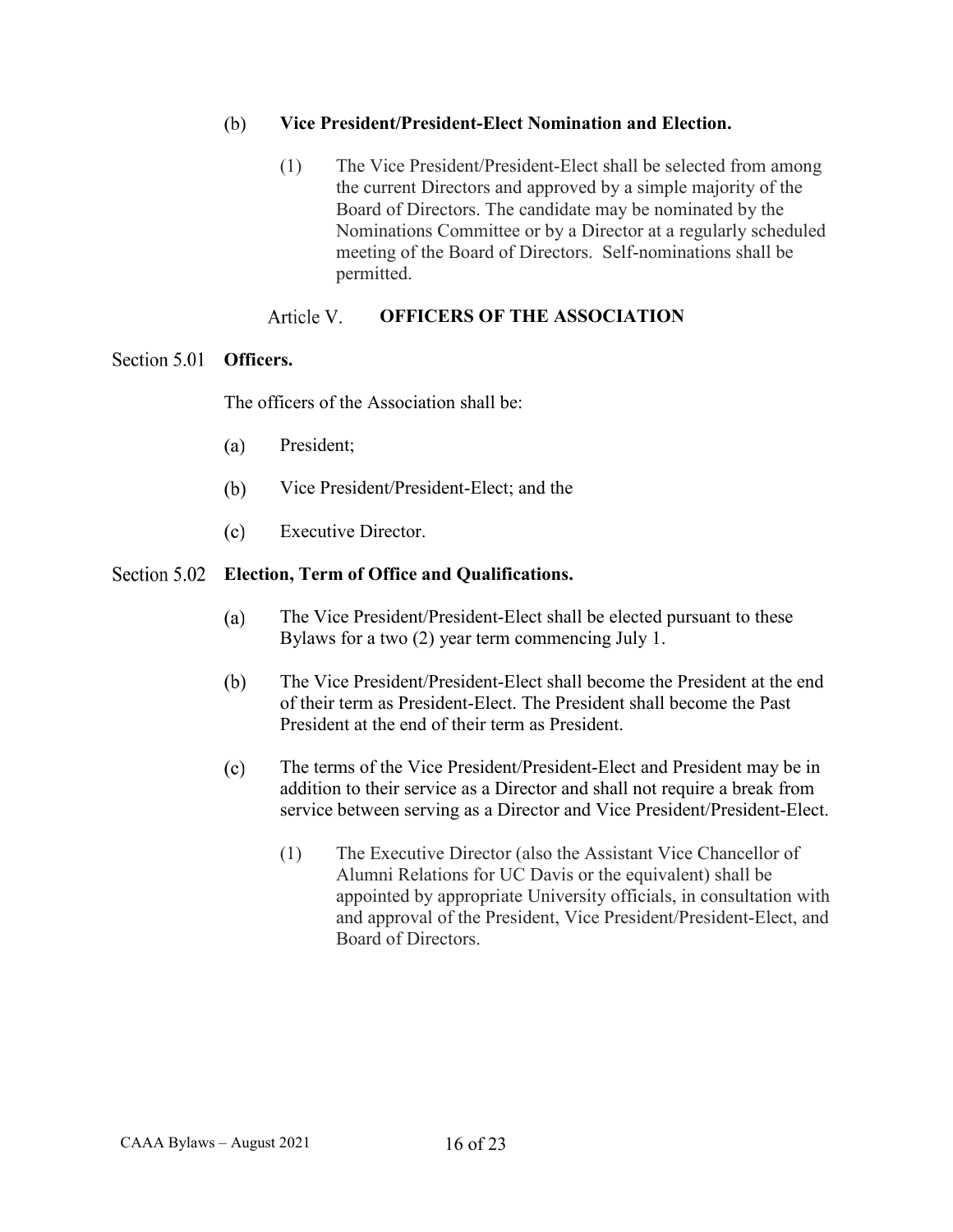(b) **Vice President/President-Elect Nomination and Election.**

(1) The Vice President/President-Elect shall be selected from among the current Directors and approved by a simple majority of the Board of Directors. The candidate may be nominated by the Nominations Committee or by a Director at a regularly scheduled meeting of the Board of Directors. Self-nominations shall be permitted.

## Article V. **OFFICERS OF THE ASSOCIATION**

### Section 5.01 **Officers.**

The officers of the Association shall be:

(a) President;

(b) Vice President/President-Elect; and the

(c) Executive Director.

### Section 5.02 **Election, Term of Office and Qualifications.**

(a) The Vice President/President-Elect shall be elected pursuant to these Bylaws for a two (2) year term commencing July 1.

(b) The Vice President/President-Elect shall become the President at the end of their term as President-Elect. The President shall become the Past President at the end of their term as President.

(c) The terms of the Vice President/President-Elect and President may be in addition to their service as a Director and shall not require a break from service between serving as a Director and Vice President/President-Elect.

(1) The Executive Director (also the Assistant Vice Chancellor of Alumni Relations for UC Davis or the equivalent) shall be appointed by appropriate University officials, in consultation with and approval of the President, Vice President/President-Elect, and Board of Directors.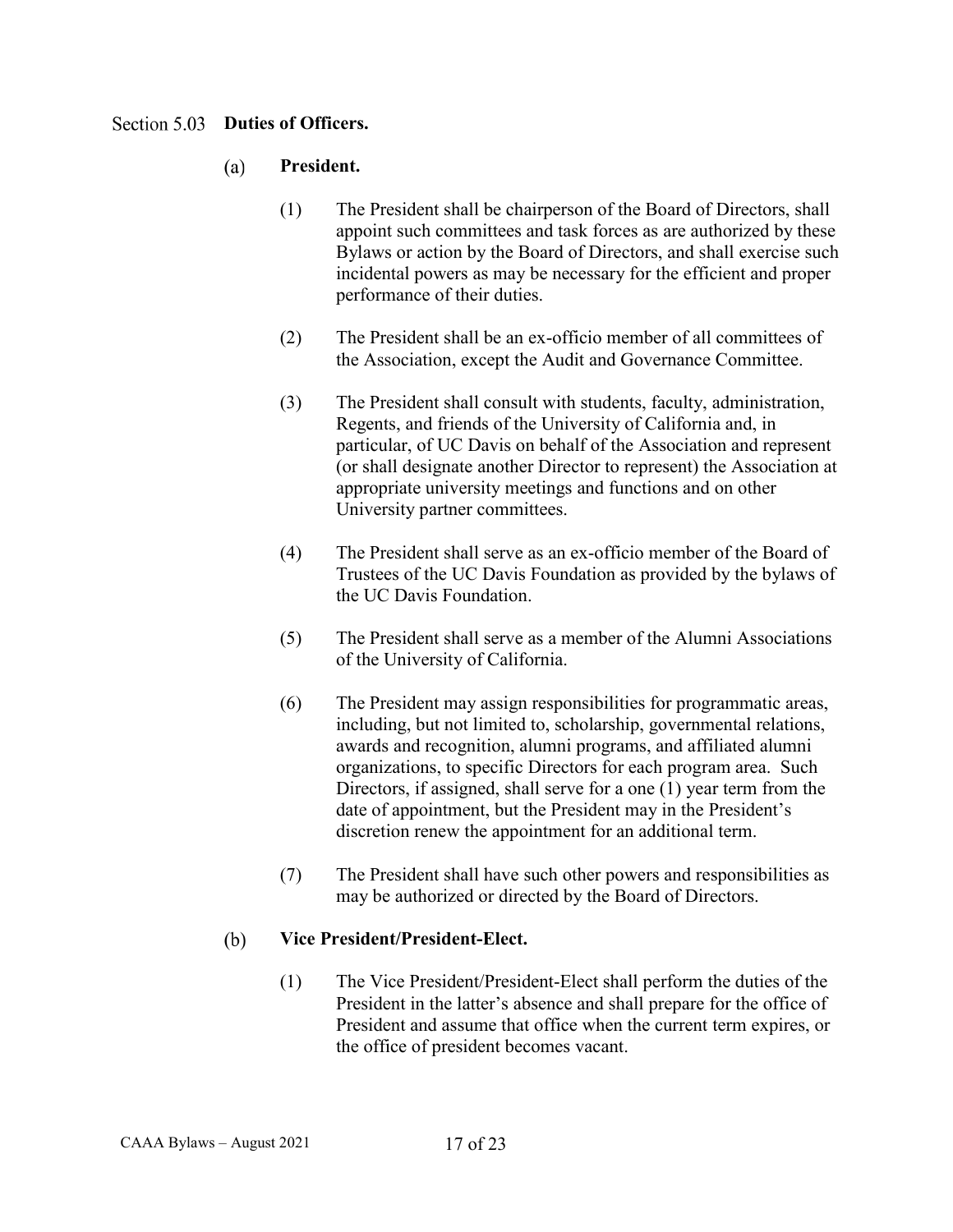### Section 5.03 **Duties of Officers.**

#### (a) **President.**

(1) The President shall be chairperson of the Board of Directors, shall appoint such committees and task forces as are authorized by these Bylaws or action by the Board of Directors, and shall exercise such incidental powers as may be necessary for the efficient and proper performance of their duties.

(2) The President shall be an ex-officio member of all committees of the Association, except the Audit and Governance Committee.

(3) The President shall consult with students, faculty, administration, Regents, and friends of the University of California and, in particular, of UC Davis on behalf of the Association and represent (or shall designate another Director to represent) the Association at appropriate university meetings and functions and on other University partner committees.

(4) The President shall serve as an ex-officio member of the Board of Trustees of the UC Davis Foundation as provided by the bylaws of the UC Davis Foundation.

(5) The President shall serve as a member of the Alumni Associations of the University of California.

(6) The President may assign responsibilities for programmatic areas, including, but not limited to, scholarship, governmental relations, awards and recognition, alumni programs, and affiliated alumni organizations, to specific Directors for each program area. Such Directors, if assigned, shall serve for a one (1) year term from the date of appointment, but the President may in the President's discretion renew the appointment for an additional term.

(7) The President shall have such other powers and responsibilities as may be authorized or directed by the Board of Directors.

#### (b) **Vice President/President-Elect.**

(1) The Vice President/President-Elect shall perform the duties of the President in the latter's absence and shall prepare for the office of President and assume that office when the current term expires, or the office of president becomes vacant.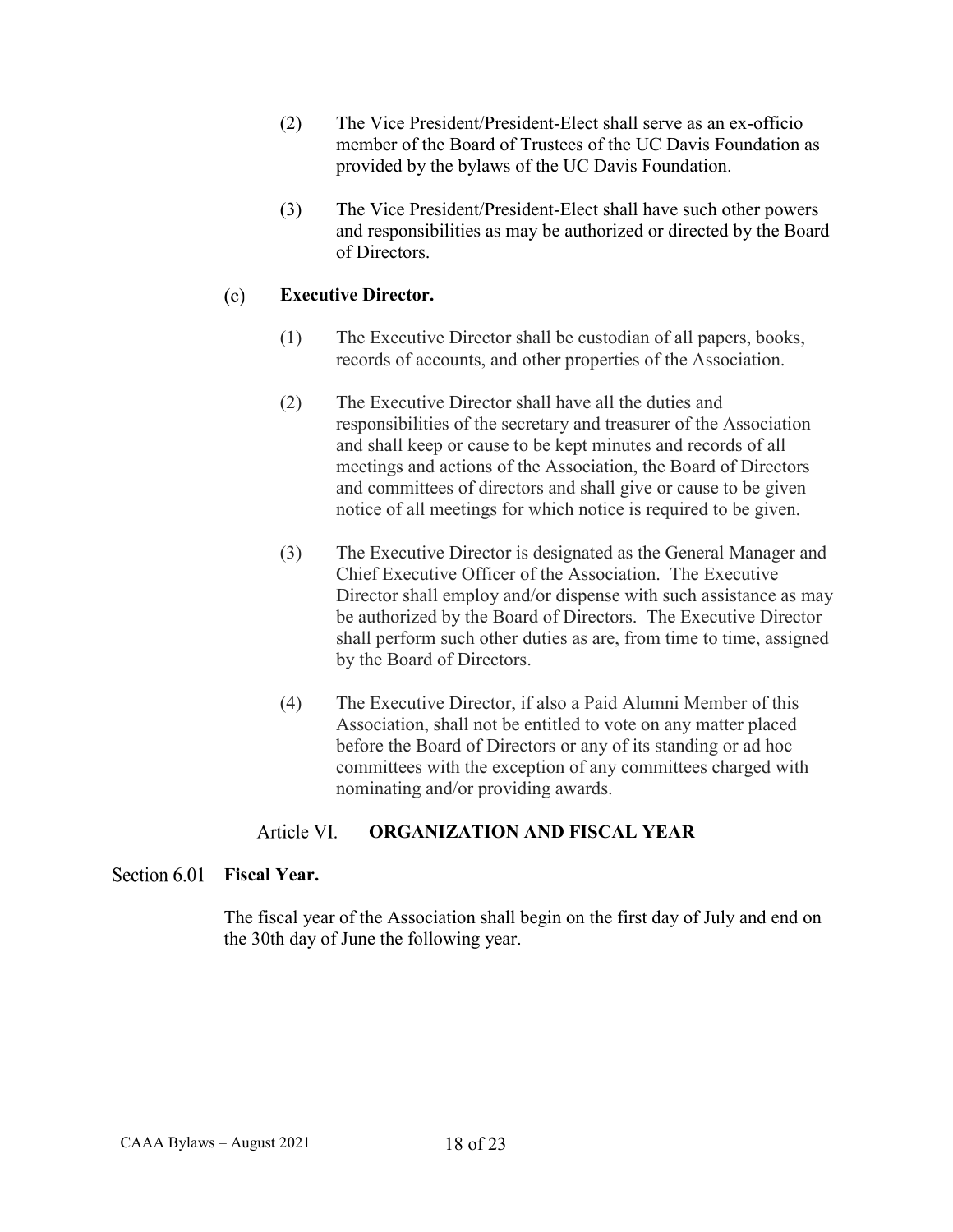(2) The Vice President/President-Elect shall serve as an ex-officio member of the Board of Trustees of the UC Davis Foundation as provided by the bylaws of the UC Davis Foundation.

(3) The Vice President/President-Elect shall have such other powers and responsibilities as may be authorized or directed by the Board of Directors.

(c) **Executive Director.**

(1) The Executive Director shall be custodian of all papers, books, records of accounts, and other properties of the Association.

(2) The Executive Director shall have all the duties and responsibilities of the secretary and treasurer of the Association and shall keep or cause to be kept minutes and records of all meetings and actions of the Association, the Board of Directors and committees of directors and shall give or cause to be given notice of all meetings for which notice is required to be given.

(3) The Executive Director is designated as the General Manager and Chief Executive Officer of the Association. The Executive Director shall employ and/or dispense with such assistance as may be authorized by the Board of Directors. The Executive Director shall perform such other duties as are, from time to time, assigned by the Board of Directors.

(4) The Executive Director, if also a Paid Alumni Member of this Association, shall not be entitled to vote on any matter placed before the Board of Directors or any of its standing or ad hoc committees with the exception of any committees charged with nominating and/or providing awards.

## Article VI. **ORGANIZATION AND FISCAL YEAR**

### Section 6.01 **Fiscal Year.**

The fiscal year of the Association shall begin on the first day of July and end on the 30th day of June the following year.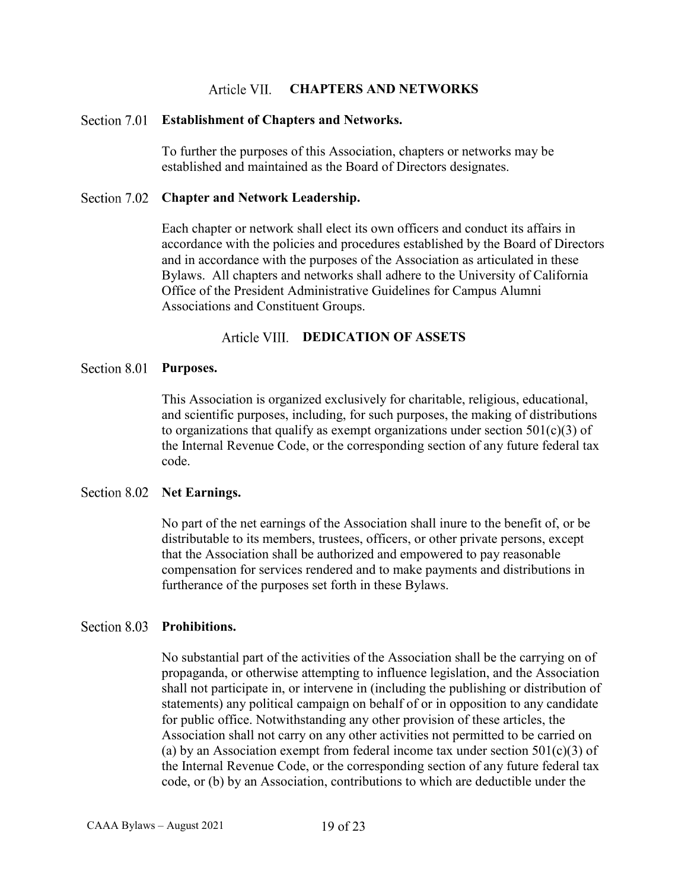## Article VII. CHAPTERS AND NETWORKS

### Section 7.01 Establishment of Chapters and Networks.

To further the purposes of this Association, chapters or networks may be established and maintained as the Board of Directors designates.

### Section 7.02 Chapter and Network Leadership.

Each chapter or network shall elect its own officers and conduct its affairs in accordance with the policies and procedures established by the Board of Directors and in accordance with the purposes of the Association as articulated in these Bylaws. All chapters and networks shall adhere to the University of California Office of the President Administrative Guidelines for Campus Alumni Associations and Constituent Groups.

## Article VIII. DEDICATION OF ASSETS

### Section 8.01 Purposes.

This Association is organized exclusively for charitable, religious, educational, and scientific purposes, including, for such purposes, the making of distributions to organizations that qualify as exempt organizations under section 501(c)(3) of the Internal Revenue Code, or the corresponding section of any future federal tax code.

### Section 8.02 Net Earnings.

No part of the net earnings of the Association shall inure to the benefit of, or be distributable to its members, trustees, officers, or other private persons, except that the Association shall be authorized and empowered to pay reasonable compensation for services rendered and to make payments and distributions in furtherance of the purposes set forth in these Bylaws.

### Section 8.03 Prohibitions.

No substantial part of the activities of the Association shall be the carrying on of propaganda, or otherwise attempting to influence legislation, and the Association shall not participate in, or intervene in (including the publishing or distribution of statements) any political campaign on behalf of or in opposition to any candidate for public office. Notwithstanding any other provision of these articles, the Association shall not carry on any other activities not permitted to be carried on (a) by an Association exempt from federal income tax under section 501(c)(3) of the Internal Revenue Code, or the corresponding section of any future federal tax code, or (b) by an Association, contributions to which are deductible under the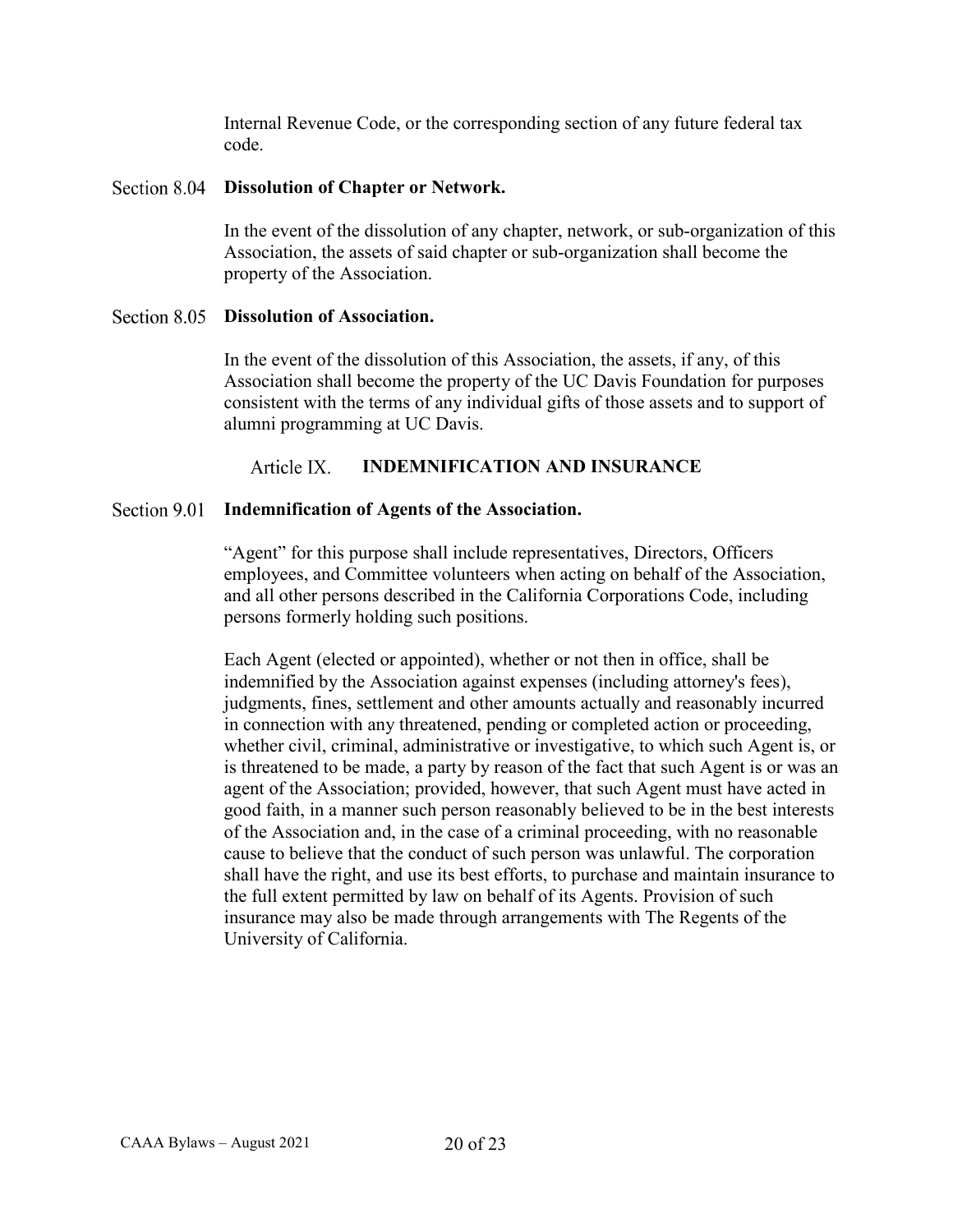Internal Revenue Code, or the corresponding section of any future federal tax code.

### Section 8.04 Dissolution of Chapter or Network.

In the event of the dissolution of any chapter, network, or sub-organization of this Association, the assets of said chapter or sub-organization shall become the property of the Association.

### Section 8.05 Dissolution of Association.

In the event of the dissolution of this Association, the assets, if any, of this Association shall become the property of the UC Davis Foundation for purposes consistent with the terms of any individual gifts of those assets and to support of alumni programming at UC Davis.

## Article IX. INDEMNIFICATION AND INSURANCE

### Section 9.01 Indemnification of Agents of the Association.

"Agent" for this purpose shall include representatives, Directors, Officers employees, and Committee volunteers when acting on behalf of the Association, and all other persons described in the California Corporations Code, including persons formerly holding such positions.

Each Agent (elected or appointed), whether or not then in office, shall be indemnified by the Association against expenses (including attorney's fees), judgments, fines, settlement and other amounts actually and reasonably incurred in connection with any threatened, pending or completed action or proceeding, whether civil, criminal, administrative or investigative, to which such Agent is, or is threatened to be made, a party by reason of the fact that such Agent is or was an agent of the Association; provided, however, that such Agent must have acted in good faith, in a manner such person reasonably believed to be in the best interests of the Association and, in the case of a criminal proceeding, with no reasonable cause to believe that the conduct of such person was unlawful. The corporation shall have the right, and use its best efforts, to purchase and maintain insurance to the full extent permitted by law on behalf of its Agents. Provision of such insurance may also be made through arrangements with The Regents of the University of California.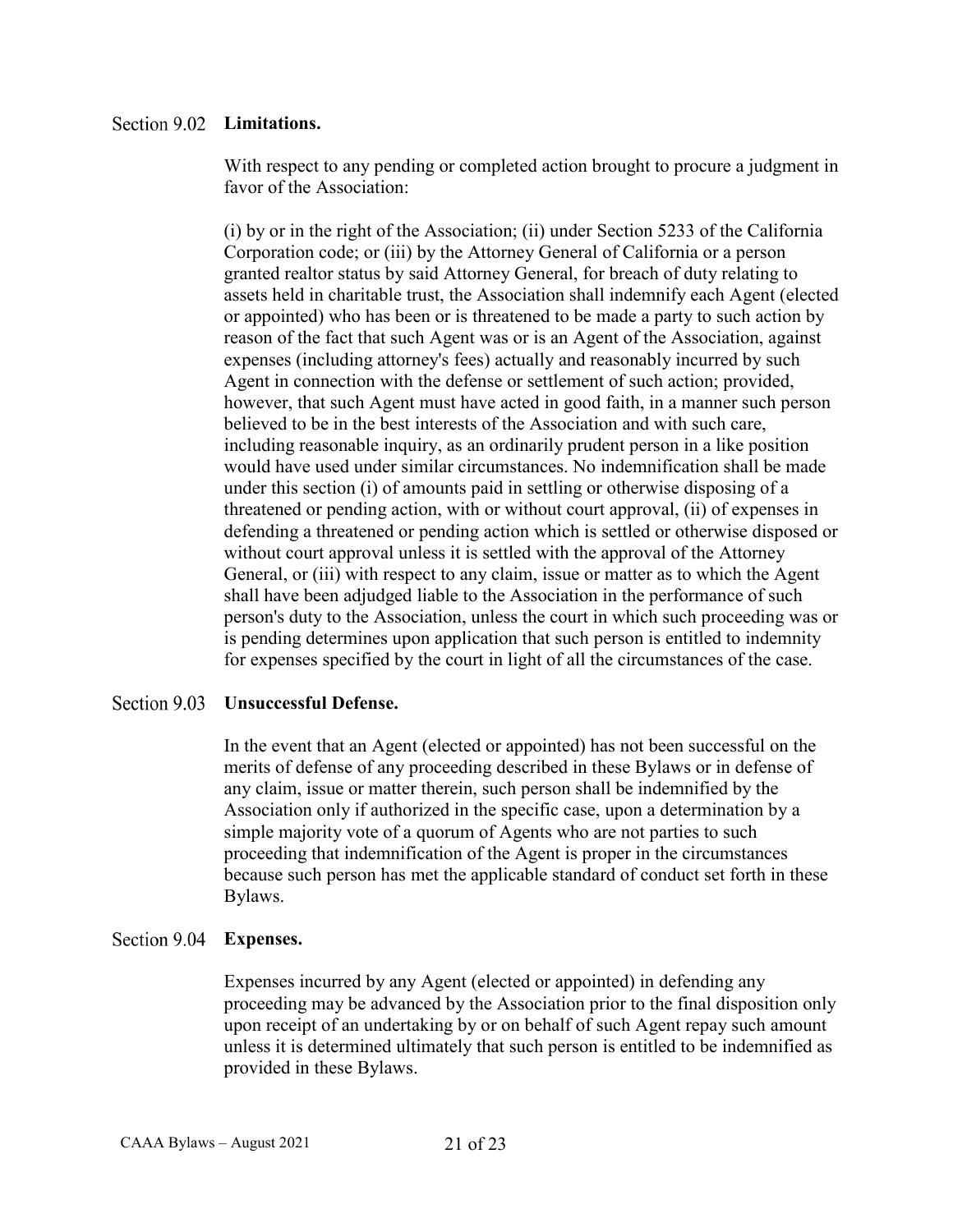### Section 9.02 **Limitations.**

With respect to any pending or completed action brought to procure a judgment in favor of the Association:

(i) by or in the right of the Association; (ii) under Section 5233 of the California Corporation code; or (iii) by the Attorney General of California or a person granted realtor status by said Attorney General, for breach of duty relating to assets held in charitable trust, the Association shall indemnify each Agent (elected or appointed) who has been or is threatened to be made a party to such action by reason of the fact that such Agent was or is an Agent of the Association, against expenses (including attorney's fees) actually and reasonably incurred by such Agent in connection with the defense or settlement of such action; provided, however, that such Agent must have acted in good faith, in a manner such person believed to be in the best interests of the Association and with such care, including reasonable inquiry, as an ordinarily prudent person in a like position would have used under similar circumstances. No indemnification shall be made under this section (i) of amounts paid in settling or otherwise disposing of a threatened or pending action, with or without court approval, (ii) of expenses in defending a threatened or pending action which is settled or otherwise disposed or without court approval unless it is settled with the approval of the Attorney General, or (iii) with respect to any claim, issue or matter as to which the Agent shall have been adjudged liable to the Association in the performance of such person's duty to the Association, unless the court in which such proceeding was or is pending determines upon application that such person is entitled to indemnity for expenses specified by the court in light of all the circumstances of the case.

### Section 9.03 **Unsuccessful Defense.**

In the event that an Agent (elected or appointed) has not been successful on the merits of defense of any proceeding described in these Bylaws or in defense of any claim, issue or matter therein, such person shall be indemnified by the Association only if authorized in the specific case, upon a determination by a simple majority vote of a quorum of Agents who are not parties to such proceeding that indemnification of the Agent is proper in the circumstances because such person has met the applicable standard of conduct set forth in these Bylaws.

### Section 9.04 **Expenses.**

Expenses incurred by any Agent (elected or appointed) in defending any proceeding may be advanced by the Association prior to the final disposition only upon receipt of an undertaking by or on behalf of such Agent repay such amount unless it is determined ultimately that such person is entitled to be indemnified as provided in these Bylaws.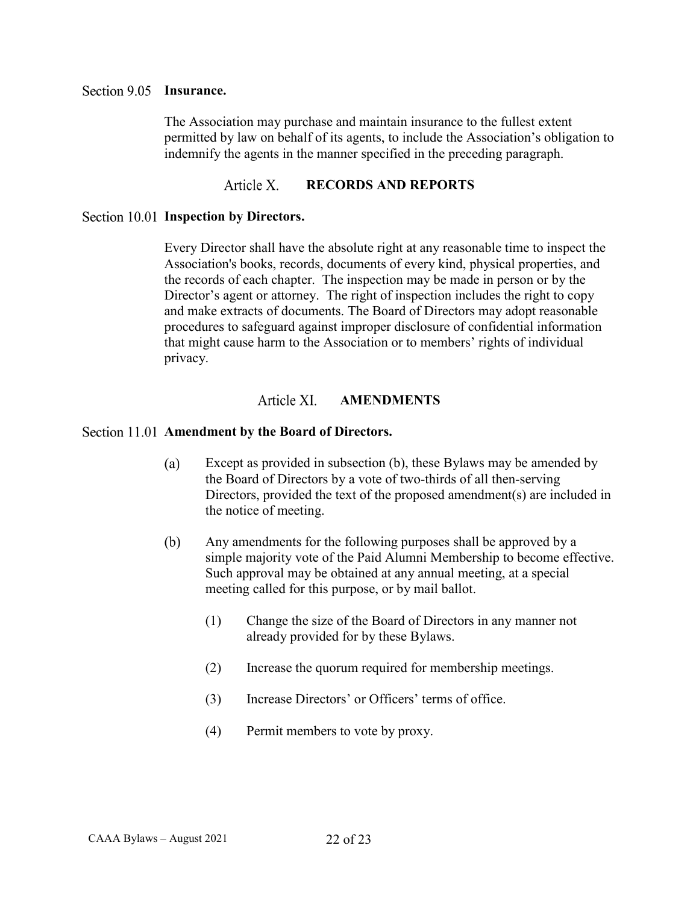### Section 9.05 Insurance.

The Association may purchase and maintain insurance to the fullest extent permitted by law on behalf of its agents, to include the Association's obligation to indemnify the agents in the manner specified in the preceding paragraph.

## Article X. RECORDS AND REPORTS

### Section 10.01 Inspection by Directors.

Every Director shall have the absolute right at any reasonable time to inspect the Association's books, records, documents of every kind, physical properties, and the records of each chapter. The inspection may be made in person or by the Director's agent or attorney. The right of inspection includes the right to copy and make extracts of documents. The Board of Directors may adopt reasonable procedures to safeguard against improper disclosure of confidential information that might cause harm to the Association or to members' rights of individual privacy.

## Article XI. AMENDMENTS

### Section 11.01 Amendment by the Board of Directors.

(a) Except as provided in subsection (b), these Bylaws may be amended by the Board of Directors by a vote of two-thirds of all then-serving Directors, provided the text of the proposed amendment(s) are included in the notice of meeting.

(b) Any amendments for the following purposes shall be approved by a simple majority vote of the Paid Alumni Membership to become effective. Such approval may be obtained at any annual meeting, at a special meeting called for this purpose, or by mail ballot.

   (1) Change the size of the Board of Directors in any manner not already provided for by these Bylaws.

   (2) Increase the quorum required for membership meetings.

   (3) Increase Directors' or Officers' terms of office.

   (4) Permit members to vote by proxy.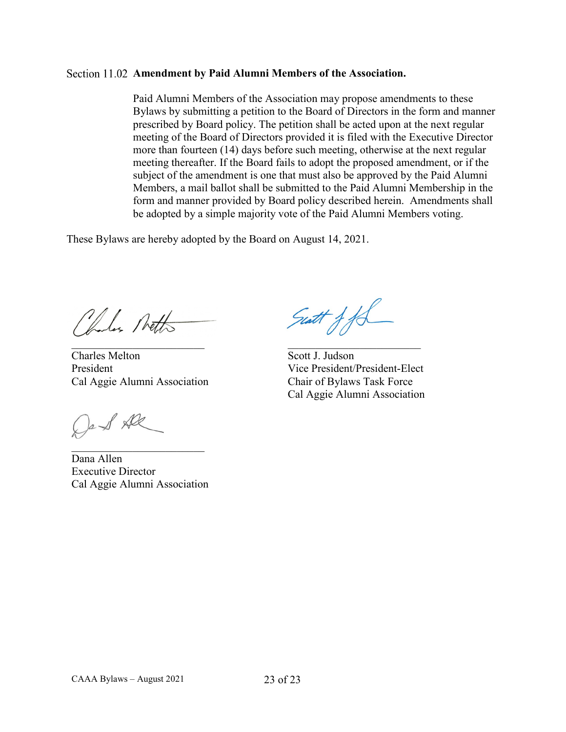### Section 11.02 **Amendment by Paid Alumni Members of the Association.**

Paid Alumni Members of the Association may propose amendments to these Bylaws by submitting a petition to the Board of Directors in the form and manner prescribed by Board policy. The petition shall be acted upon at the next regular meeting of the Board of Directors provided it is filed with the Executive Director more than fourteen (14) days before such meeting, otherwise at the next regular meeting thereafter. If the Board fails to adopt the proposed amendment, or if the subject of the amendment is one that must also be approved by the Paid Alumni Members, a mail ballot shall be submitted to the Paid Alumni Membership in the form and manner provided by Board policy described herein. Amendments shall be adopted by a simple majority vote of the Paid Alumni Members voting.

These Bylaws are hereby adopted by the Board on August 14, 2021.

\_\_\_\_\_\_\_\_\_\_\_\_\_\_\_\_\_\_\_\_\_\_\_\_\_
Charles Melton
President
Cal Aggie Alumni Association

\_\_\_\_\_\_\_\_\_\_\_\_\_\_\_\_\_\_\_\_\_\_\_\_\_
Scott J. Judson
Vice President/President-Elect
Chair of Bylaws Task Force
Cal Aggie Alumni Association

\_\_\_\_\_\_\_\_\_\_\_\_\_\_\_\_\_\_\_\_\_\_\_\_\_
Dana Allen
Executive Director
Cal Aggie Alumni Association